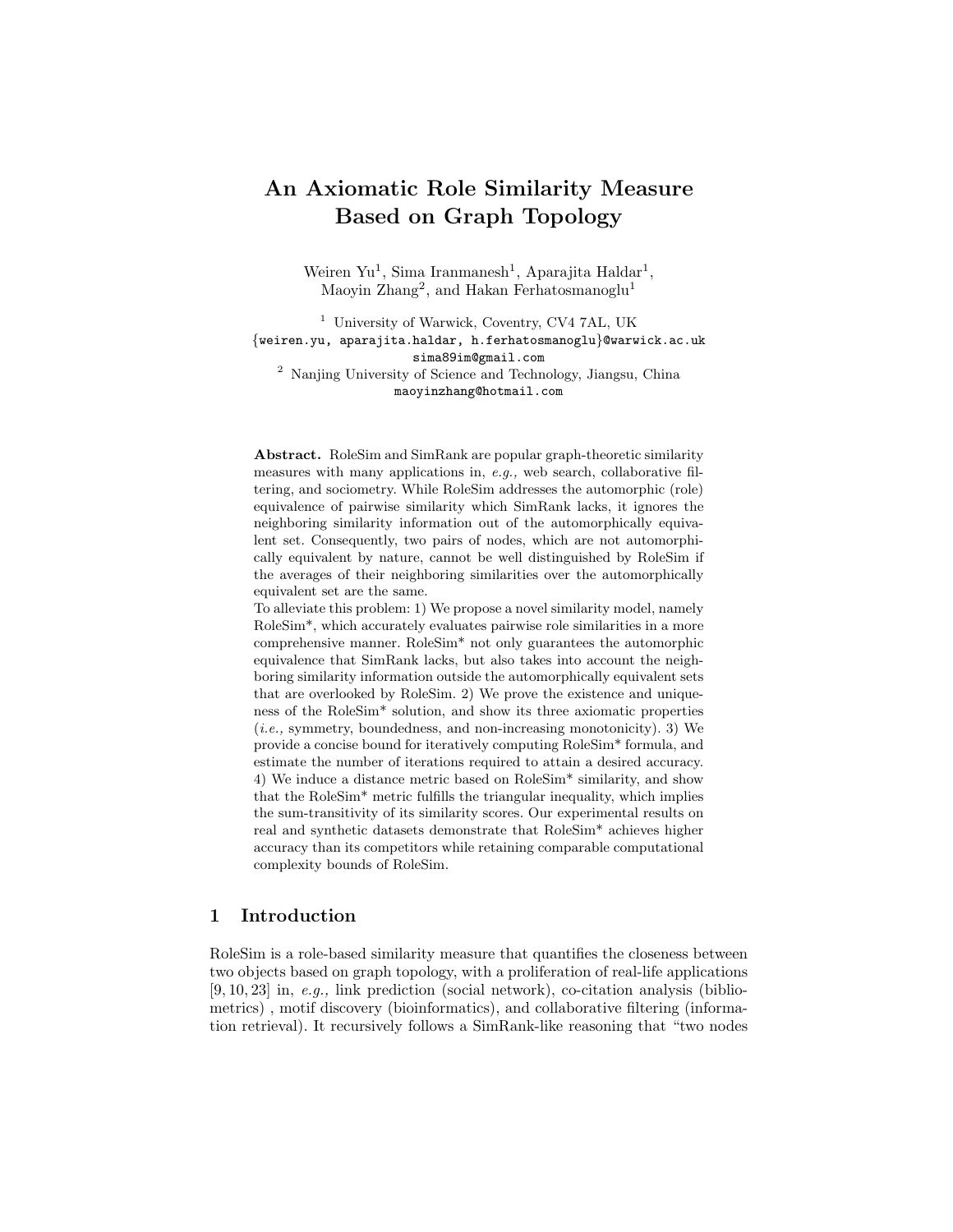# An Axiomatic Role Similarity Measure Based on Graph Topology

Weiren Yu[1], Sima Iranmanesh[1], Aparajita Haldar[1], Maoyin Zhang[2], and Hakan Ferhatosmanoglu[1]

[1] University of Warwick, Coventry, CV4 7AL, UK
{weiren.yu, aparajita.haldar, h.ferhatosmanoglu}@warwick.ac.uk
sima89im@gmail.com

[2] Nanjing University of Science and Technology, Jiangsu, China
maoyinzhang@hotmail.com

**Abstract.** RoleSim and SimRank are popular graph-theoretic similarity measures with many applications in, *e.g.,* web search, collaborative filtering, and sociometry. While RoleSim addresses the automorphic (role) equivalence of pairwise similarity which SimRank lacks, it ignores the neighboring similarity information out of the automorphically equivalent set. Consequently, two pairs of nodes, which are not automorphically equivalent by nature, cannot be well distinguished by RoleSim if the averages of their neighboring similarities over the automorphically equivalent set are the same.
To alleviate this problem: 1) We propose a novel similarity model, namely RoleSim*, which accurately evaluates pairwise role similarities in a more comprehensive manner. RoleSim* not only guarantees the automorphic equivalence that SimRank lacks, but also takes into account the neighboring similarity information outside the automorphically equivalent sets that are overlooked by RoleSim. 2) We prove the existence and uniqueness of the RoleSim* solution, and show its three axiomatic properties (*i.e.,* symmetry, boundedness, and non-increasing monotonicity). 3) We provide a concise bound for iteratively computing RoleSim* formula, and estimate the number of iterations required to attain a desired accuracy. 4) We induce a distance metric based on RoleSim* similarity, and show that the RoleSim* metric fulfills the triangular inequality, which implies the sum-transitivity of its similarity scores. Our experimental results on real and synthetic datasets demonstrate that RoleSim* achieves higher accuracy than its competitors while retaining comparable computational complexity bounds of RoleSim.

## 1 Introduction

RoleSim is a role-based similarity measure that quantifies the closeness between two objects based on graph topology, with a proliferation of real-life applications [9, 10, 23] in, *e.g.,* link prediction (social network), co-citation analysis (bibliometrics) , motif discovery (bioinformatics), and collaborative filtering (information retrieval). It recursively follows a SimRank-like reasoning that "two nodes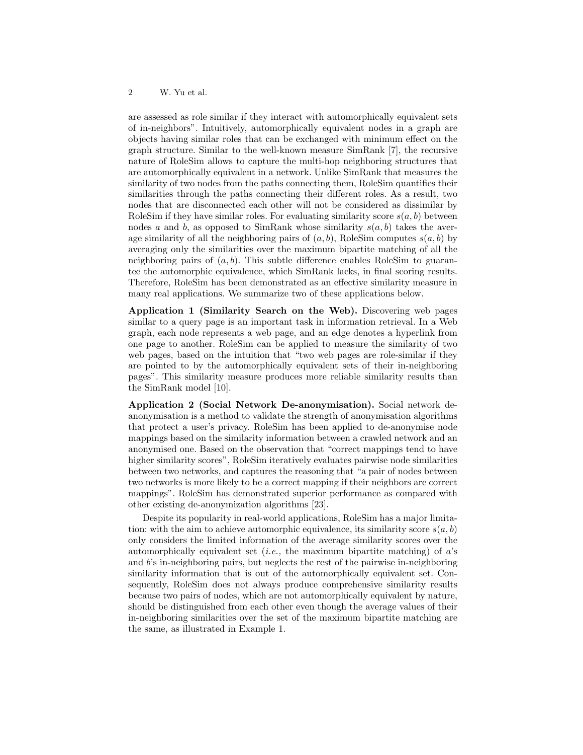are assessed as role similar if they interact with automorphically equivalent sets of in-neighbors". Intuitively, automorphically equivalent nodes in a graph are objects having similar roles that can be exchanged with minimum effect on the graph structure. Similar to the well-known measure SimRank [7], the recursive nature of RoleSim allows to capture the multi-hop neighboring structures that are automorphically equivalent in a network. Unlike SimRank that measures the similarity of two nodes from the paths connecting them, RoleSim quantifies their similarities through the paths connecting their different roles. As a result, two nodes that are disconnected each other will not be considered as dissimilar by RoleSim if they have similar roles. For evaluating similarity score $s(a, b)$ between nodes $a$ and $b$, as opposed to SimRank whose similarity $s(a, b)$ takes the average similarity of all the neighboring pairs of $(a, b)$, RoleSim computes $s(a, b)$ by averaging only the similarities over the maximum bipartite matching of all the neighboring pairs of $(a, b)$. This subtle difference enables RoleSim to guarantee the automorphic equivalence, which SimRank lacks, in final scoring results. Therefore, RoleSim has been demonstrated as an effective similarity measure in many real applications. We summarize two of these applications below.

**Application 1 (Similarity Search on the Web).** Discovering web pages similar to a query page is an important task in information retrieval. In a Web graph, each node represents a web page, and an edge denotes a hyperlink from one page to another. RoleSim can be applied to measure the similarity of two web pages, based on the intuition that "two web pages are role-similar if they are pointed to by the automorphically equivalent sets of their in-neighboring pages". This similarity measure produces more reliable similarity results than the SimRank model [10].

**Application 2 (Social Network De-anonymisation).** Social network de-anonymisation is a method to validate the strength of anonymisation algorithms that protect a user's privacy. RoleSim has been applied to de-anonymise node mappings based on the similarity information between a crawled network and an anonymised one. Based on the observation that "correct mappings tend to have higher similarity scores", RoleSim iteratively evaluates pairwise node similarities between two networks, and captures the reasoning that "a pair of nodes between two networks is more likely to be a correct mapping if their neighbors are correct mappings". RoleSim has demonstrated superior performance as compared with other existing de-anonymization algorithms [23].

Despite its popularity in real-world applications, RoleSim has a major limitation: with the aim to achieve automorphic equivalence, its similarity score $s(a, b)$ only considers the limited information of the average similarity scores over the automorphically equivalent set (*i.e.,* the maximum bipartite matching) of $a$'s and $b$'s in-neighboring pairs, but neglects the rest of the pairwise in-neighboring similarity information that is out of the automorphically equivalent set. Consequently, RoleSim does not always produce comprehensive similarity results because two pairs of nodes, which are not automorphically equivalent by nature, should be distinguished from each other even though the average values of their in-neighboring similarities over the set of the maximum bipartite matching are the same, as illustrated in Example 1.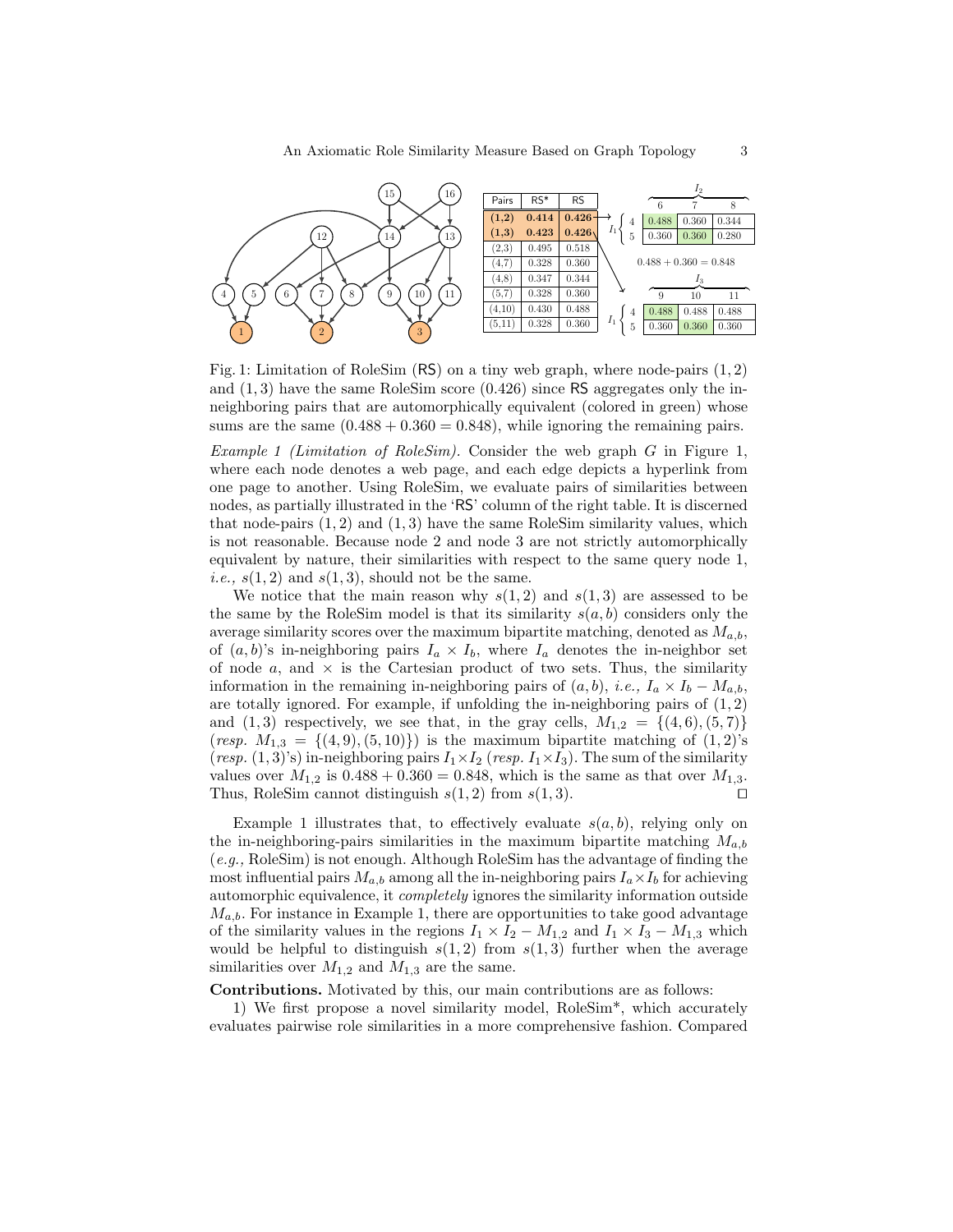| Pairs | RS* | RS |
|---|---|---|
| **(1,2)** | **0.414** | **0.426** |
| **(1,3)** | **0.423** | **0.426** |
| (2,3) | 0.495 | 0.518 |
| (4,7) | 0.328 | 0.360 |
| (4,8) | 0.347 | 0.344 |
| (5,7) | 0.328 | 0.360 |
| (4,10) | 0.430 | 0.488 |
| (5,11) | 0.328 | 0.360 |

| $I_1$ \ $I_2$ | 6 | 7 | 8 |
|---|---|---|---|
| 4 | 0.488 | 0.360 | 0.344 |
| 5 | 0.360 | 0.360 | 0.280 |

$0.488 + 0.360 = 0.848$

| $I_1$ \ $I_3$ | 9 | 10 | 11 |
|---|---|---|---|
| 4 | 0.488 | 0.488 | 0.488 |
| 5 | 0.360 | 0.360 | 0.360 |

Fig. 1: Limitation of RoleSim (RS) on a tiny web graph, where node-pairs $(1, 2)$ and $(1, 3)$ have the same RoleSim score (0.426) since RS aggregates only the in-neighboring pairs that are automorphically equivalent (colored in green) whose sums are the same $(0.488 + 0.360 = 0.848)$, while ignoring the remaining pairs.

*Example 1 (Limitation of RoleSim).* Consider the web graph $G$ in Figure 1, where each node denotes a web page, and each edge depicts a hyperlink from one page to another. Using RoleSim, we evaluate pairs of similarities between nodes, as partially illustrated in the 'RS' column of the right table. It is discerned that node-pairs $(1, 2)$ and $(1, 3)$ have the same RoleSim similarity values, which is not reasonable. Because node 2 and node 3 are not strictly automorphically equivalent by nature, their similarities with respect to the same query node 1, *i.e.,* $s(1, 2)$ and $s(1, 3)$, should not be the same.

We notice that the main reason why $s(1, 2)$ and $s(1, 3)$ are assessed to be the same by the RoleSim model is that its similarity $s(a, b)$ considers only the average similarity scores over the maximum bipartite matching, denoted as $M_{a,b}$, of $(a, b)$'s in-neighboring pairs $I_a \times I_b$, where $I_a$ denotes the in-neighbor set of node $a$, and $\times$ is the Cartesian product of two sets. Thus, the similarity information in the remaining in-neighboring pairs of $(a, b)$, *i.e.,* $I_a \times I_b - M_{a,b}$, are totally ignored. For example, if unfolding the in-neighboring pairs of $(1, 2)$ and $(1, 3)$ respectively, we see that, in the gray cells, $M_{1,2} = \{(4, 6), (5, 7)\}$ (*resp.* $M_{1,3} = \{(4, 9), (5, 10)\}$) is the maximum bipartite matching of $(1, 2)$'s (*resp.* $(1, 3)$'s) in-neighboring pairs $I_1 \times I_2$ (*resp.* $I_1 \times I_3$). The sum of the similarity values over $M_{1,2}$ is $0.488 + 0.360 = 0.848$, which is the same as that over $M_{1,3}$. Thus, RoleSim cannot distinguish $s(1, 2)$ from $s(1, 3)$. □

Example 1 illustrates that, to effectively evaluate $s(a, b)$, relying only on the in-neighboring-pairs similarities in the maximum bipartite matching $M_{a,b}$ (*e.g.,* RoleSim) is not enough. Although RoleSim has the advantage of finding the most influential pairs $M_{a,b}$ among all the in-neighboring pairs $I_a \times I_b$ for achieving automorphic equivalence, it *completely* ignores the similarity information outside $M_{a,b}$. For instance in Example 1, there are opportunities to take good advantage of the similarity values in the regions $I_1 \times I_2 - M_{1,2}$ and $I_1 \times I_3 - M_{1,3}$ which would be helpful to distinguish $s(1, 2)$ from $s(1, 3)$ further when the average similarities over $M_{1,2}$ and $M_{1,3}$ are the same.

**Contributions.** Motivated by this, our main contributions are as follows:

1) We first propose a novel similarity model, RoleSim*, which accurately evaluates pairwise role similarities in a more comprehensive fashion. Compared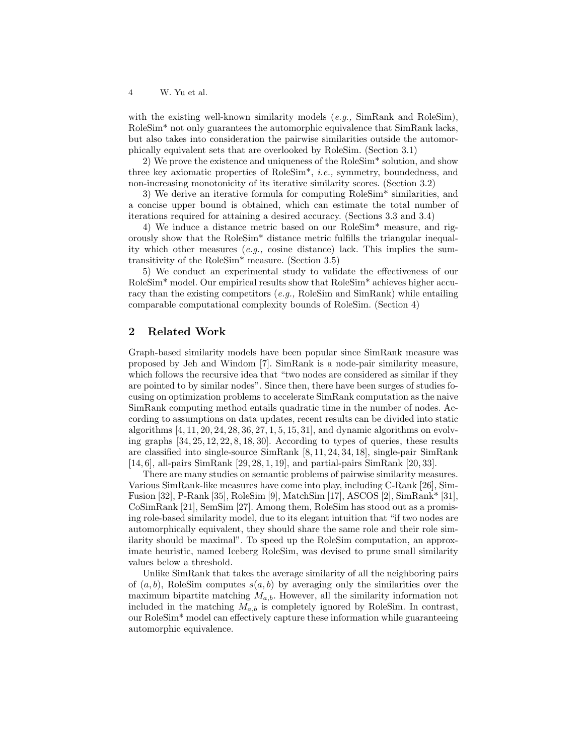with the existing well-known similarity models (*e.g.,* SimRank and RoleSim), RoleSim* not only guarantees the automorphic equivalence that SimRank lacks, but also takes into consideration the pairwise similarities outside the automorphically equivalent sets that are overlooked by RoleSim. (Section 3.1)

2) We prove the existence and uniqueness of the RoleSim* solution, and show three key axiomatic properties of RoleSim*, *i.e.,* symmetry, boundedness, and non-increasing monotonicity of its iterative similarity scores. (Section 3.2)

3) We derive an iterative formula for computing RoleSim* similarities, and a concise upper bound is obtained, which can estimate the total number of iterations required for attaining a desired accuracy. (Sections 3.3 and 3.4)

4) We induce a distance metric based on our RoleSim* measure, and rigorously show that the RoleSim* distance metric fulfills the triangular inequality which other measures (*e.g.,* cosine distance) lack. This implies the sum-transitivity of the RoleSim* measure. (Section 3.5)

5) We conduct an experimental study to validate the effectiveness of our RoleSim* model. Our empirical results show that RoleSim* achieves higher accuracy than the existing competitors (*e.g.,* RoleSim and SimRank) while entailing comparable computational complexity bounds of RoleSim. (Section 4)

## 2 Related Work

Graph-based similarity models have been popular since SimRank measure was proposed by Jeh and Windom [7]. SimRank is a node-pair similarity measure, which follows the recursive idea that "two nodes are considered as similar if they are pointed to by similar nodes". Since then, there have been surges of studies focusing on optimization problems to accelerate SimRank computation as the naive SimRank computing method entails quadratic time in the number of nodes. According to assumptions on data updates, recent results can be divided into static algorithms [4, 11, 20, 24, 28, 36, 27, 1, 5, 15, 31], and dynamic algorithms on evolving graphs [34, 25, 12, 22, 8, 18, 30]. According to types of queries, these results are classified into single-source SimRank [8, 11, 24, 34, 18], single-pair SimRank [14, 6], all-pairs SimRank [29, 28, 1, 19], and partial-pairs SimRank [20, 33].

There are many studies on semantic problems of pairwise similarity measures. Various SimRank-like measures have come into play, including C-Rank [26], SimFusion [32], P-Rank [35], RoleSim [9], MatchSim [17], ASCOS [2], SimRank* [31], CoSimRank [21], SemSim [27]. Among them, RoleSim has stood out as a promising role-based similarity model, due to its elegant intuition that "if two nodes are automorphically equivalent, they should share the same role and their role similarity should be maximal". To speed up the RoleSim computation, an approximate heuristic, named Iceberg RoleSim, was devised to prune small similarity values below a threshold.

Unlike SimRank that takes the average similarity of all the neighboring pairs of $(a, b)$, RoleSim computes $s(a, b)$ by averaging only the similarities over the maximum bipartite matching $M_{a,b}$. However, all the similarity information not included in the matching $M_{a,b}$ is completely ignored by RoleSim. In contrast, our RoleSim* model can effectively capture these information while guaranteeing automorphic equivalence.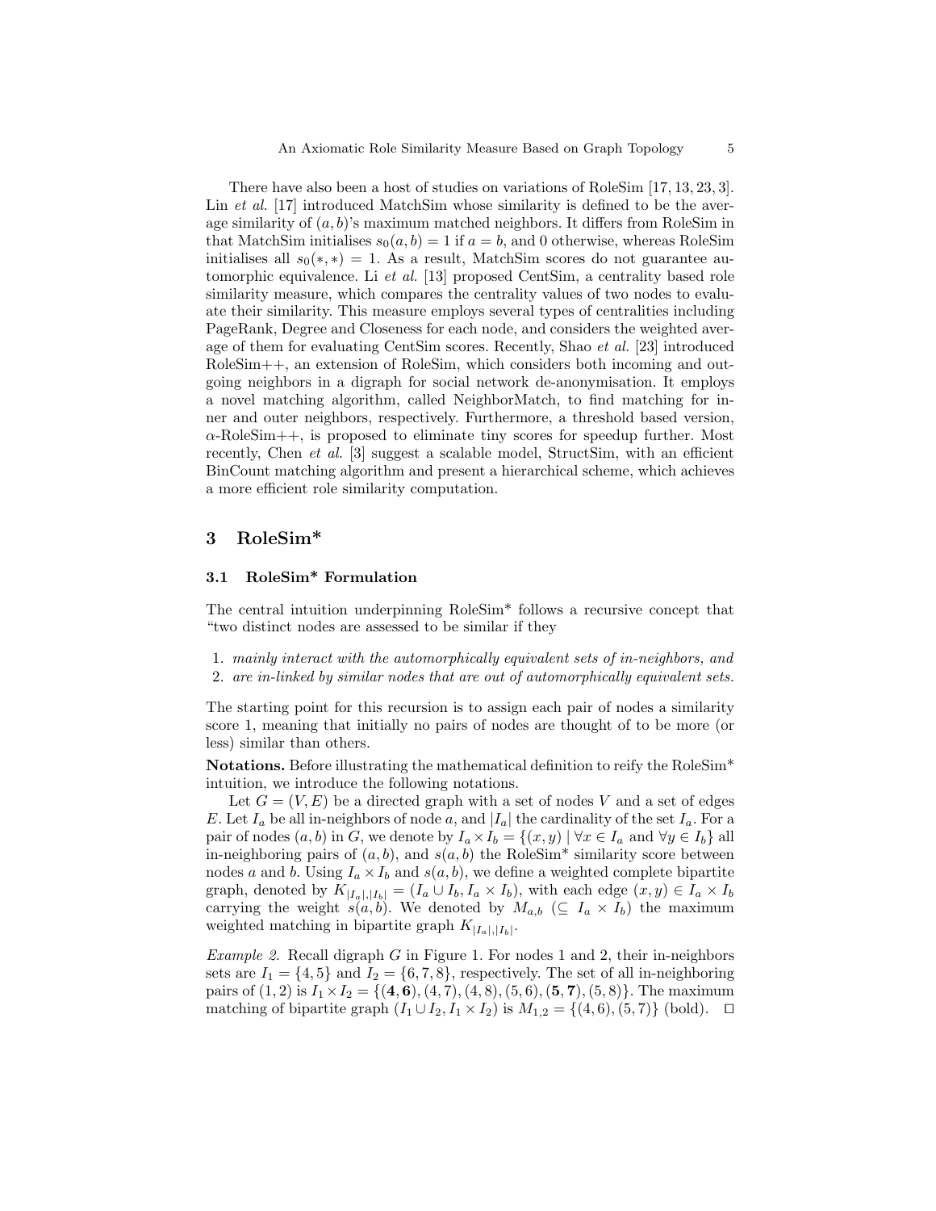There have also been a host of studies on variations of RoleSim [17, 13, 23, 3]. Lin *et al.* [17] introduced MatchSim whose similarity is defined to be the average similarity of $(a, b)$'s maximum matched neighbors. It differs from RoleSim in that MatchSim initialises $s_0(a, b) = 1$ if $a = b$, and 0 otherwise, whereas RoleSim initialises all $s_0(*, *) = 1$. As a result, MatchSim scores do not guarantee automorphic equivalence. Li *et al.* [13] proposed CentSim, a centrality based role similarity measure, which compares the centrality values of two nodes to evaluate their similarity. This measure employs several types of centralities including PageRank, Degree and Closeness for each node, and considers the weighted average of them for evaluating CentSim scores. Recently, Shao *et al.* [23] introduced RoleSim++, an extension of RoleSim, which considers both incoming and outgoing neighbors in a digraph for social network de-anonymisation. It employs a novel matching algorithm, called NeighborMatch, to find matching for inner and outer neighbors, respectively. Furthermore, a threshold based version, $\alpha$-RoleSim++, is proposed to eliminate tiny scores for speedup further. Most recently, Chen *et al.* [3] suggest a scalable model, StructSim, with an efficient BinCount matching algorithm and present a hierarchical scheme, which achieves a more efficient role similarity computation.

## 3 RoleSim*

### 3.1 RoleSim* Formulation

The central intuition underpinning RoleSim* follows a recursive concept that "two distinct nodes are assessed to be similar if they

1. *mainly interact with the automorphically equivalent sets of in-neighbors, and*
2. *are in-linked by similar nodes that are out of automorphically equivalent sets.*

The starting point for this recursion is to assign each pair of nodes a similarity score 1, meaning that initially no pairs of nodes are thought of to be more (or less) similar than others.

**Notations.** Before illustrating the mathematical definition to reify the RoleSim* intuition, we introduce the following notations.

Let $G = (V, E)$ be a directed graph with a set of nodes $V$ and a set of edges $E$. Let $I_a$ be all in-neighbors of node $a$, and $|I_a|$ the cardinality of the set $I_a$. For a pair of nodes $(a, b)$ in $G$, we denote by $I_a \times I_b = \{(x, y) \mid \forall x \in I_a \text{ and } \forall y \in I_b\}$ all in-neighboring pairs of $(a, b)$, and $s(a, b)$ the RoleSim* similarity score between nodes $a$ and $b$. Using $I_a \times I_b$ and $s(a, b)$, we define a weighted complete bipartite graph, denoted by $K_{|I_a|,|I_b|} = (I_a \cup I_b, I_a \times I_b)$, with each edge $(x, y) \in I_a \times I_b$ carrying the weight $s(a, b)$. We denoted by $M_{a,b}$ ($\subseteq I_a \times I_b$) the maximum weighted matching in bipartite graph $K_{|I_a|,|I_b|}$.

*Example 2.* Recall digraph $G$ in Figure 1. For nodes 1 and 2, their in-neighbors sets are $I_1 = \{4, 5\}$ and $I_2 = \{6, 7, 8\}$, respectively. The set of all in-neighboring pairs of $(1, 2)$ is $I_1 \times I_2 = \{(\mathbf{4}, \mathbf{6}), (4, 7), (4, 8), (5, 6), (\mathbf{5}, \mathbf{7}), (5, 8)\}$. The maximum matching of bipartite graph $(I_1 \cup I_2, I_1 \times I_2)$ is $M_{1,2} = \{(4, 6), (5, 7)\}$ (bold). $\square$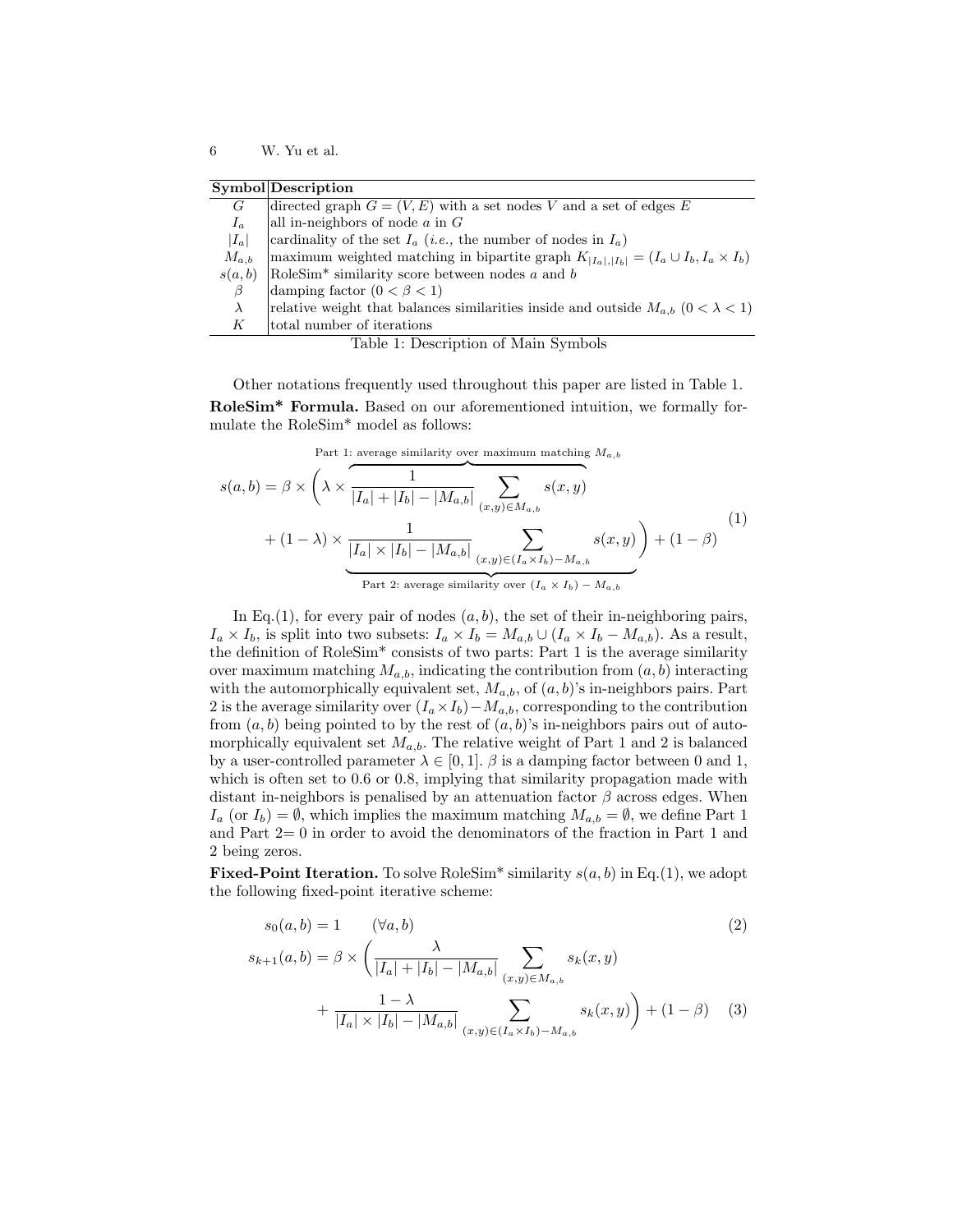| Symbol | Description |
|---|---|
| $G$ | directed graph $G = (V, E)$ with a set nodes $V$ and a set of edges $E$ |
| $I_a$ | all in-neighbors of node $a$ in $G$ |
| $\|I_a\|$ | cardinality of the set $I_a$ (*i.e.,* the number of nodes in $I_a$) |
| $M_{a,b}$ | maximum weighted matching in bipartite graph $K_{\|I_a\|,\|I_b\|} = (I_a \cup I_b, I_a \times I_b)$ |
| $s(a,b)$ | RoleSim* similarity score between nodes $a$ and $b$ |
| $\beta$ | damping factor $(0 < \beta < 1)$ |
| $\lambda$ | relative weight that balances similarities inside and outside $M_{a,b}$ $(0 < \lambda < 1)$ |
| $K$ | total number of iterations |

Table 1: Description of Main Symbols

Other notations frequently used throughout this paper are listed in Table 1.

**RoleSim* Formula.** Based on our aforementioned intuition, we formally formulate the RoleSim* model as follows:

$$s(a,b) = \beta \times \Bigg( \lambda \times \overbrace{\frac{1}{|I_a| + |I_b| - |M_{a,b}|} \sum_{(x,y) \in M_{a,b}} s(x,y)}^{\text{Part 1: average similarity over maximum matching } M_{a,b}} \\ + (1-\lambda) \times \underbrace{\frac{1}{|I_a| \times |I_b| - |M_{a,b}|} \sum_{(x,y) \in (I_a \times I_b) - M_{a,b}} s(x,y)}_{\text{Part 2: average similarity over } (I_a \times I_b) - M_{a,b}} \Bigg) + (1-\beta) \tag{1}$$

In Eq.(1), for every pair of nodes $(a,b)$, the set of their in-neighboring pairs, $I_a \times I_b$, is split into two subsets: $I_a \times I_b = M_{a,b} \cup (I_a \times I_b - M_{a,b})$. As a result, the definition of RoleSim* consists of two parts: Part 1 is the average similarity over maximum matching $M_{a,b}$, indicating the contribution from $(a,b)$ interacting with the automorphically equivalent set, $M_{a,b}$, of $(a,b)$'s in-neighbors pairs. Part 2 is the average similarity over $(I_a \times I_b) - M_{a,b}$, corresponding to the contribution from $(a,b)$ being pointed to by the rest of $(a,b)$'s in-neighbors pairs out of automorphically equivalent set $M_{a,b}$. The relative weight of Part 1 and 2 is balanced by a user-controlled parameter $\lambda \in [0,1]$. $\beta$ is a damping factor between 0 and 1, which is often set to 0.6 or 0.8, implying that similarity propagation made with distant in-neighbors is penalised by an attenuation factor $\beta$ across edges. When $I_a$ (or $I_b$) $= \emptyset$, which implies the maximum matching $M_{a,b} = \emptyset$, we define Part 1 and Part 2$=0$ in order to avoid the denominators of the fraction in Part 1 and 2 being zeros.

**Fixed-Point Iteration.** To solve RoleSim* similarity $s(a,b)$ in Eq.(1), we adopt the following fixed-point iterative scheme:

$$s_0(a,b) = 1 \qquad (\forall a, b) \tag{2}$$

$$s_{k+1}(a,b) = \beta \times \Bigg( \frac{\lambda}{|I_a| + |I_b| - |M_{a,b}|} \sum_{(x,y) \in M_{a,b}} s_k(x,y) \\ + \frac{1-\lambda}{|I_a| \times |I_b| - |M_{a,b}|} \sum_{(x,y) \in (I_a \times I_b) - M_{a,b}} s_k(x,y) \Bigg) + (1-\beta) \tag{3}$$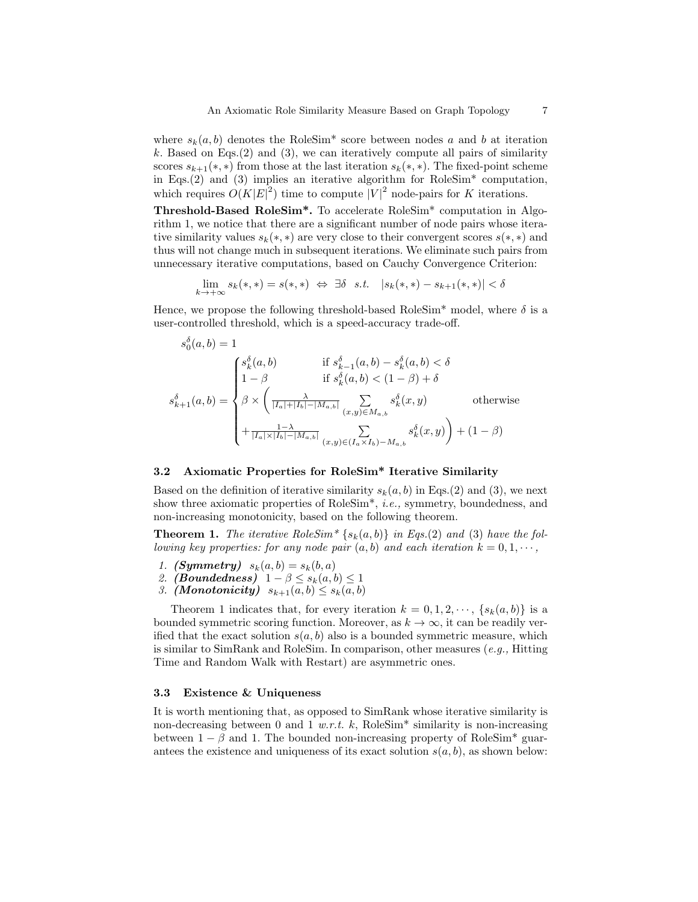where $s_k(a,b)$ denotes the RoleSim* score between nodes $a$ and $b$ at iteration $k$. Based on Eqs.(2) and (3), we can iteratively compute all pairs of similarity scores $s_{k+1}(*,*)$ from those at the last iteration $s_k(*,*)$. The fixed-point scheme in Eqs.(2) and (3) implies an iterative algorithm for RoleSim* computation, which requires $O(K|E|^2)$ time to compute $|V|^2$ node-pairs for $K$ iterations.

**Threshold-Based RoleSim*.** To accelerate RoleSim* computation in Algorithm 1, we notice that there are a significant number of node pairs whose iterative similarity values $s_k(*,*)$ are very close to their convergent scores $s(*,*)$ and thus will not change much in subsequent iterations. We eliminate such pairs from unnecessary iterative computations, based on Cauchy Convergence Criterion:

$$\lim_{k\to+\infty} s_k(*,*) = s(*,*) \;\Leftrightarrow\; \exists \delta \;\; s.t. \quad |s_k(*,*) - s_{k+1}(*,*)| < \delta$$

Hence, we propose the following threshold-based RoleSim* model, where $\delta$ is a user-controlled threshold, which is a speed-accuracy trade-off.

$$s_0^\delta(a,b) = 1$$

$$s_{k+1}^\delta(a,b) = \begin{cases} s_k^\delta(a,b) & \text{if } s_{k-1}^\delta(a,b) - s_k^\delta(a,b) < \delta \\ 1-\beta & \text{if } s_k^\delta(a,b) < (1-\beta) + \delta \\ \beta \times \Bigg( \frac{\lambda}{|I_a|+|I_b|-|M_{a,b}|} \sum\limits_{(x,y)\in M_{a,b}} s_k^\delta(x,y) & \text{otherwise} \\ + \frac{1-\lambda}{|I_a|\times|I_b|-|M_{a,b}|} \sum\limits_{(x,y)\in(I_a\times I_b)-M_{a,b}} s_k^\delta(x,y) \Bigg) + (1-\beta) & \end{cases}$$

### 3.2 Axiomatic Properties for RoleSim* Iterative Similarity

Based on the definition of iterative similarity $s_k(a,b)$ in Eqs.(2) and (3), we next show three axiomatic properties of RoleSim*, *i.e.,* symmetry, boundedness, and non-increasing monotonicity, based on the following theorem.

**Theorem 1.** *The iterative RoleSim* $\{s_k(a,b)\}$ in Eqs.(2) and (3) have the following key properties: for any node pair $(a,b)$ and each iteration $k = 0, 1, \cdots$,*

1. ***(Symmetry)*** $s_k(a,b) = s_k(b,a)$
2. ***(Boundedness)*** $1-\beta \le s_k(a,b) \le 1$
3. ***(Monotonicity)*** $s_{k+1}(a,b) \le s_k(a,b)$

Theorem 1 indicates that, for every iteration $k = 0, 1, 2, \cdots$, $\{s_k(a,b)\}$ is a bounded symmetric scoring function. Moreover, as $k \to \infty$, it can be readily verified that the exact solution $s(a,b)$ also is a bounded symmetric measure, which is similar to SimRank and RoleSim. In comparison, other measures (*e.g.,* Hitting Time and Random Walk with Restart) are asymmetric ones.

### 3.3 Existence & Uniqueness

It is worth mentioning that, as opposed to SimRank whose iterative similarity is non-decreasing between 0 and 1 *w.r.t.* $k$, RoleSim* similarity is non-increasing between $1-\beta$ and 1. The bounded non-increasing property of RoleSim* guarantees the existence and uniqueness of its exact solution $s(a,b)$, as shown below: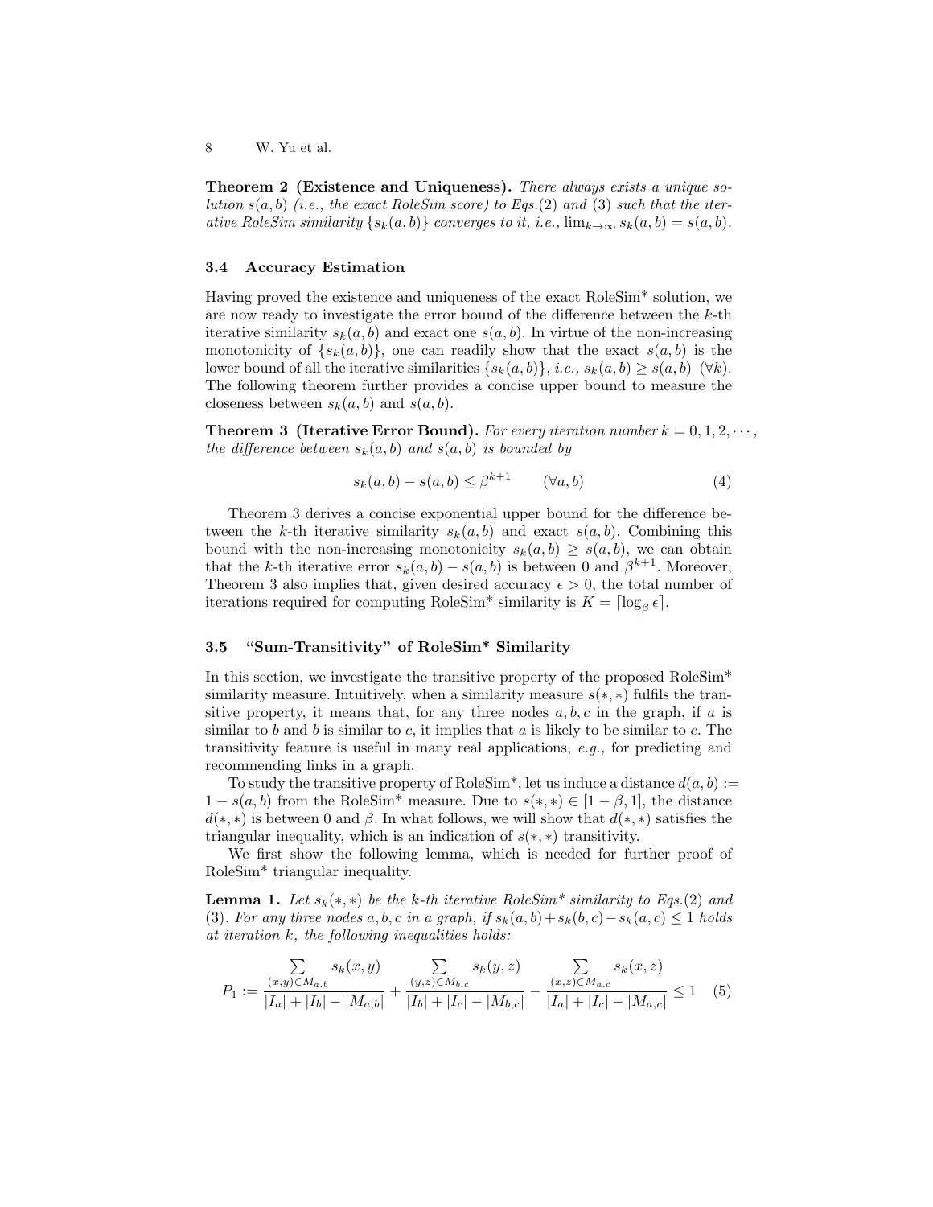**Theorem 2 (Existence and Uniqueness).** *There always exists a unique solution $s(a,b)$ (i.e., the exact RoleSim score) to Eqs.(2) and (3) such that the iterative RoleSim similarity $\{s_k(a,b)\}$ converges to it, i.e.,* $\lim_{k\to\infty} s_k(a,b) = s(a,b)$.

### 3.4 Accuracy Estimation

Having proved the existence and uniqueness of the exact RoleSim* solution, we are now ready to investigate the error bound of the difference between the $k$-th iterative similarity $s_k(a,b)$ and exact one $s(a,b)$. In virtue of the non-increasing monotonicity of $\{s_k(a,b)\}$, one can readily show that the exact $s(a,b)$ is the lower bound of all the iterative similarities $\{s_k(a,b)\}$, *i.e.,* $s_k(a,b) \geq s(a,b)$ $(\forall k)$. The following theorem further provides a concise upper bound to measure the closeness between $s_k(a,b)$ and $s(a,b)$.

**Theorem 3 (Iterative Error Bound).** *For every iteration number $k = 0, 1, 2, \cdots$, the difference between $s_k(a,b)$ and $s(a,b)$ is bounded by*

$$s_k(a,b) - s(a,b) \leq \beta^{k+1} \qquad (\forall a,b) \tag{4}$$

Theorem 3 derives a concise exponential upper bound for the difference between the $k$-th iterative similarity $s_k(a,b)$ and exact $s(a,b)$. Combining this bound with the non-increasing monotonicity $s_k(a,b) \geq s(a,b)$, we can obtain that the $k$-th iterative error $s_k(a,b) - s(a,b)$ is between 0 and $\beta^{k+1}$. Moreover, Theorem 3 also implies that, given desired accuracy $\epsilon > 0$, the total number of iterations required for computing RoleSim* similarity is $K = \lceil \log_\beta \epsilon \rceil$.

### 3.5 "Sum-Transitivity" of RoleSim* Similarity

In this section, we investigate the transitive property of the proposed RoleSim* similarity measure. Intuitively, when a similarity measure $s(*,*)$ fulfils the transitive property, it means that, for any three nodes $a, b, c$ in the graph, if $a$ is similar to $b$ and $b$ is similar to $c$, it implies that $a$ is likely to be similar to $c$. The transitivity feature is useful in many real applications, *e.g.,* for predicting and recommending links in a graph.

To study the transitive property of RoleSim*, let us induce a distance $d(a,b) := 1 - s(a,b)$ from the RoleSim* measure. Due to $s(*,*) \in [1-\beta, 1]$, the distance $d(*,*)$ is between 0 and $\beta$. In what follows, we will show that $d(*,*)$ satisfies the triangular inequality, which is an indication of $s(*,*)$ transitivity.

We first show the following lemma, which is needed for further proof of RoleSim* triangular inequality.

**Lemma 1.** *Let $s_k(*,*)$ be the $k$-th iterative RoleSim* similarity to Eqs.(2) and (3). For any three nodes $a, b, c$ in a graph, if $s_k(a,b) + s_k(b,c) - s_k(a,c) \leq 1$ holds at iteration $k$, the following inequalities holds:*

$$P_1 := \frac{\sum_{(x,y)\in M_{a,b}} s_k(x,y)}{|I_a| + |I_b| - |M_{a,b}|} + \frac{\sum_{(y,z)\in M_{b,c}} s_k(y,z)}{|I_b| + |I_c| - |M_{b,c}|} - \frac{\sum_{(x,z)\in M_{a,c}} s_k(x,z)}{|I_a| + |I_c| - |M_{a,c}|} \leq 1 \tag{5}$$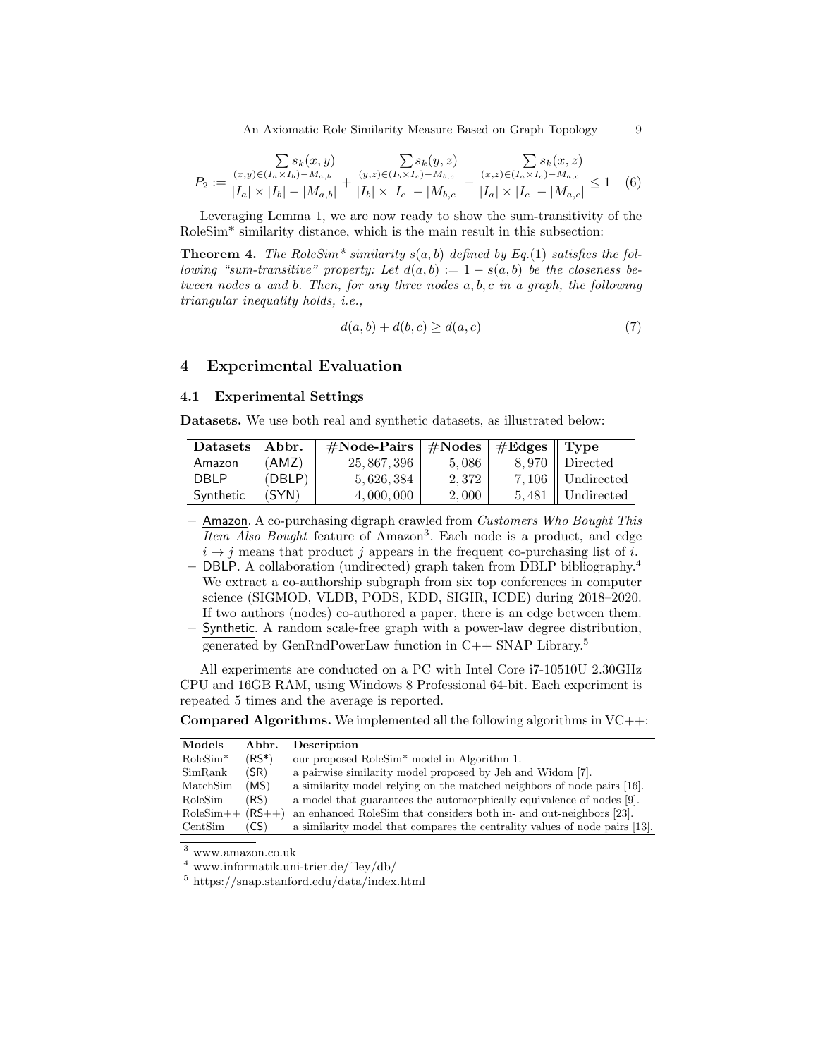$$P_2 := \frac{\sum\limits_{(x,y)\in(I_a\times I_b)-M_{a,b}} s_k(x,y)}{|I_a|\times|I_b|-|M_{a,b}|} + \frac{\sum\limits_{(y,z)\in(I_b\times I_c)-M_{b,c}} s_k(y,z)}{|I_b|\times|I_c|-|M_{b,c}|} - \frac{\sum\limits_{(x,z)\in(I_a\times I_c)-M_{a,c}} s_k(x,z)}{|I_a|\times|I_c|-|M_{a,c}|} \le 1 \quad (6)$$

Leveraging Lemma 1, we are now ready to show the sum-transitivity of the RoleSim* similarity distance, which is the main result in this subsection:

**Theorem 4.** *The RoleSim* similarity $s(a,b)$ defined by Eq.(1) satisfies the following "sum-transitive" property: Let $d(a,b) := 1 - s(a,b)$ be the closeness between nodes $a$ and $b$. Then, for any three nodes $a, b, c$ in a graph, the following triangular inequality holds, i.e.,*

$$d(a,b) + d(b,c) \ge d(a,c) \quad (7)$$

## 4 Experimental Evaluation

### 4.1 Experimental Settings

**Datasets.** We use both real and synthetic datasets, as illustrated below:

| Datasets | Abbr. | #Node-Pairs | #Nodes | #Edges | Type |
|---|---|---|---|---|---|
| Amazon | (AMZ) | 25,867,396 | 5,086 | 8,970 | Directed |
| DBLP | (DBLP) | 5,626,384 | 2,372 | 7,106 | Undirected |
| Synthetic | (SYN) | 4,000,000 | 2,000 | 5,481 | Undirected |

- Amazon. A co-purchasing digraph crawled from *Customers Who Bought This Item Also Bought* feature of Amazon[3]. Each node is a product, and edge $i \to j$ means that product $j$ appears in the frequent co-purchasing list of $i$.
- DBLP. A collaboration (undirected) graph taken from DBLP bibliography.[4] We extract a co-authorship subgraph from six top conferences in computer science (SIGMOD, VLDB, PODS, KDD, SIGIR, ICDE) during 2018–2020. If two authors (nodes) co-authored a paper, there is an edge between them.
- Synthetic. A random scale-free graph with a power-law degree distribution, generated by GenRndPowerLaw function in C++ SNAP Library.[5]

All experiments are conducted on a PC with Intel Core i7-10510U 2.30GHz CPU and 16GB RAM, using Windows 8 Professional 64-bit. Each experiment is repeated 5 times and the average is reported.

**Compared Algorithms.** We implemented all the following algorithms in VC++:

| Models | Abbr. | Description |
|---|---|---|
| RoleSim* | (RS*) | our proposed RoleSim* model in Algorithm 1. |
| SimRank | (SR) | a pairwise similarity model proposed by Jeh and Widom [7]. |
| MatchSim | (MS) | a similarity model relying on the matched neighbors of node pairs [16]. |
| RoleSim | (RS) | a model that guarantees the automorphically equivalence of nodes [9]. |
| RoleSim++ | (RS++) | an enhanced RoleSim that considers both in- and out-neighbors [23]. |
| CentSim | (CS) | a similarity model that compares the centrality values of node pairs [13]. |

[3] www.amazon.co.uk

[4] www.informatik.uni-trier.de/~ley/db/

[5] https://snap.stanford.edu/data/index.html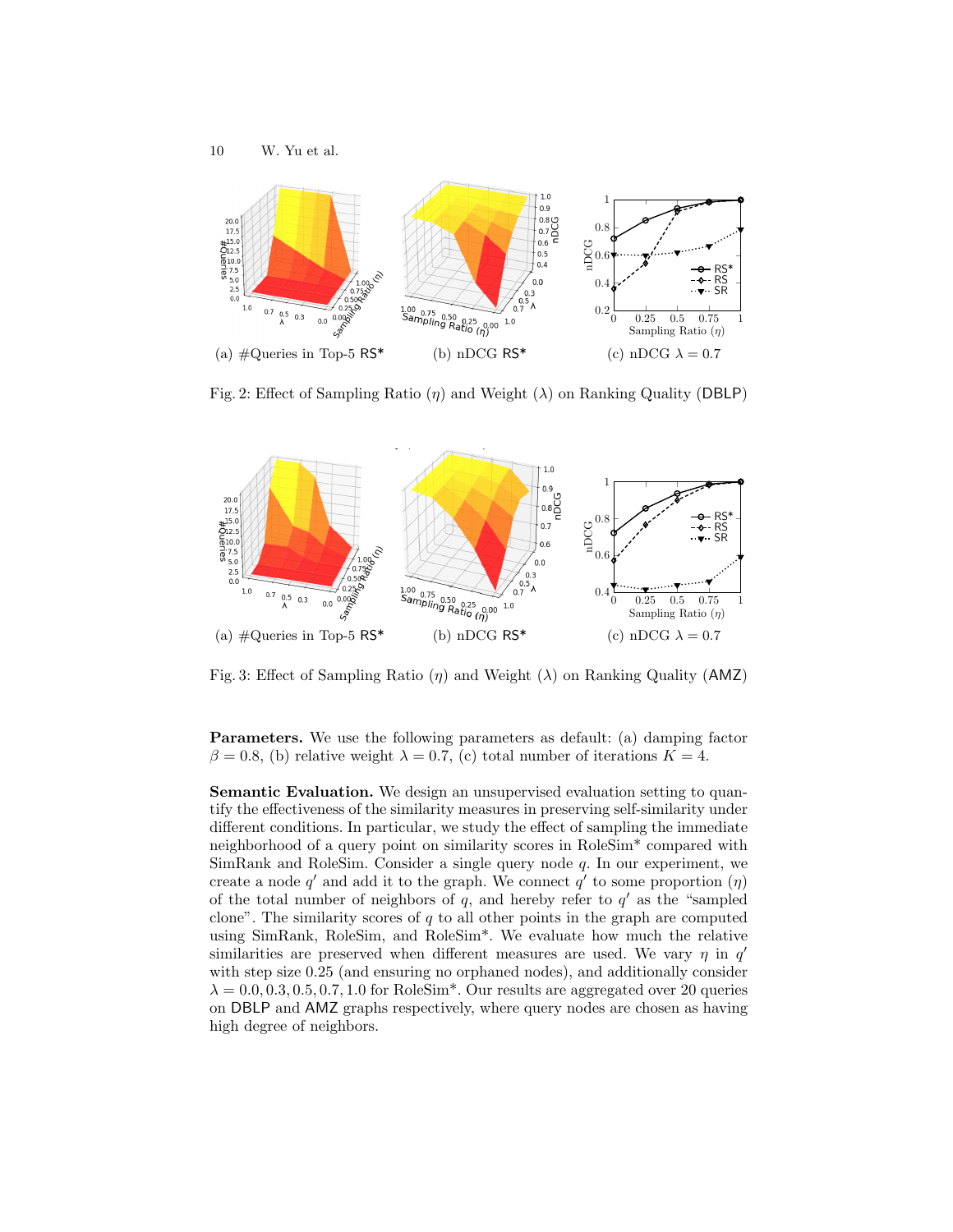(a) #Queries in Top-5 RS*

(b) nDCG RS*

(c) nDCG $\lambda = 0.7$

Fig. 2: Effect of Sampling Ratio ($\eta$) and Weight ($\lambda$) on Ranking Quality (DBLP)

(a) #Queries in Top-5 RS*

(b) nDCG RS*

(c) nDCG $\lambda = 0.7$

Fig. 3: Effect of Sampling Ratio ($\eta$) and Weight ($\lambda$) on Ranking Quality (AMZ)

**Parameters.** We use the following parameters as default: (a) damping factor $\beta = 0.8$, (b) relative weight $\lambda = 0.7$, (c) total number of iterations $K = 4$.

**Semantic Evaluation.** We design an unsupervised evaluation setting to quantify the effectiveness of the similarity measures in preserving self-similarity under different conditions. In particular, we study the effect of sampling the immediate neighborhood of a query point on similarity scores in RoleSim* compared with SimRank and RoleSim. Consider a single query node $q$. In our experiment, we create a node $q'$ and add it to the graph. We connect $q'$ to some proportion ($\eta$) of the total number of neighbors of $q$, and hereby refer to $q'$ as the "sampled clone". The similarity scores of $q$ to all other points in the graph are computed using SimRank, RoleSim, and RoleSim*. We evaluate how much the relative similarities are preserved when different measures are used. We vary $\eta$ in $q'$ with step size 0.25 (and ensuring no orphaned nodes), and additionally consider $\lambda = 0.0, 0.3, 0.5, 0.7, 1.0$ for RoleSim*. Our results are aggregated over 20 queries on DBLP and AMZ graphs respectively, where query nodes are chosen as having high degree of neighbors.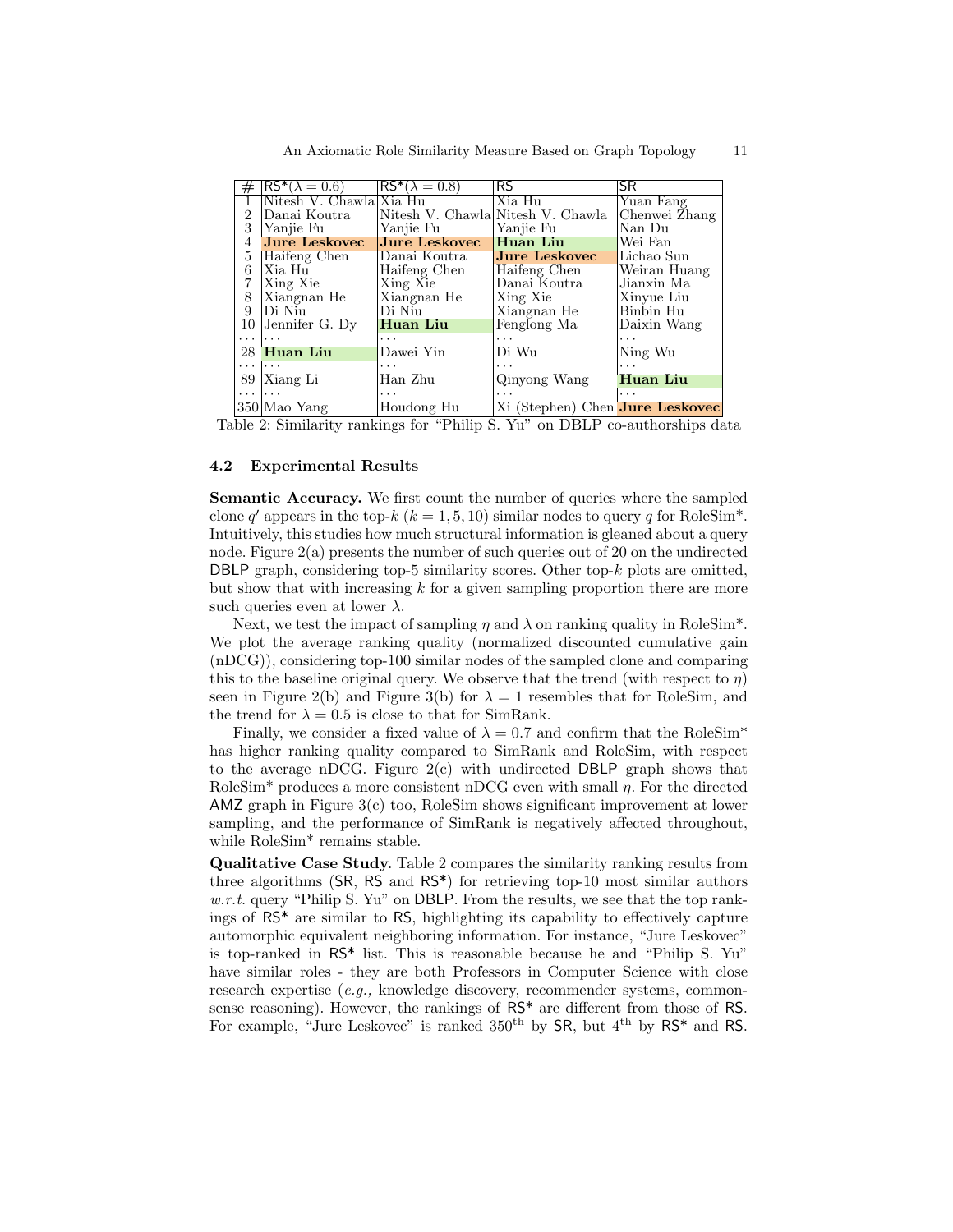| # | RS*($\lambda = 0.6$) | RS*($\lambda = 0.8$) | RS | SR |
|---|---|---|---|---|
| 1 | Nitesh V. Chawla | Xia Hu | Xia Hu | Yuan Fang |
| 2 | Danai Koutra | Nitesh V. Chawla | Nitesh V. Chawla | Chenwei Zhang |
| 3 | Yanjie Fu | Yanjie Fu | Yanjie Fu | Nan Du |
| 4 | **Jure Leskovec** | **Jure Leskovec** | **Huan Liu** | Wei Fan |
| 5 | Haifeng Chen | Danai Koutra | **Jure Leskovec** | Lichao Sun |
| 6 | Xia Hu | Haifeng Chen | Haifeng Chen | Weiran Huang |
| 7 | Xing Xie | Xing Xie | Danai Koutra | Jianxin Ma |
| 8 | Xiangnan He | Xiangnan He | Xing Xie | Xinyue Liu |
| 9 | Di Niu | Di Niu | Xiangnan He | Binbin Hu |
| 10 | Jennifer G. Dy | **Huan Liu** | Fenglong Ma | Daixin Wang |
| ... | ... | ... | ... | ... |
| 28 | **Huan Liu** | Dawei Yin | Di Wu | Ning Wu |
| ... | ... | ... | ... | ... |
| 89 | Xiang Li | Han Zhu | Qinyong Wang | **Huan Liu** |
| ... | ... | ... | ... | ... |
| 350 | Mao Yang | Houdong Hu | Xi (Stephen) Chen | **Jure Leskovec** |

Table 2: Similarity rankings for "Philip S. Yu" on DBLP co-authorships data

### 4.2 Experimental Results

**Semantic Accuracy.** We first count the number of queries where the sampled clone $q'$ appears in the top-$k$ ($k = 1, 5, 10$) similar nodes to query $q$ for RoleSim*. Intuitively, this studies how much structural information is gleaned about a query node. Figure 2(a) presents the number of such queries out of 20 on the undirected DBLP graph, considering top-5 similarity scores. Other top-$k$ plots are omitted, but show that with increasing $k$ for a given sampling proportion there are more such queries even at lower $\lambda$.

Next, we test the impact of sampling $\eta$ and $\lambda$ on ranking quality in RoleSim*. We plot the average ranking quality (normalized discounted cumulative gain (nDCG)), considering top-100 similar nodes of the sampled clone and comparing this to the baseline original query. We observe that the trend (with respect to $\eta$) seen in Figure 2(b) and Figure 3(b) for $\lambda = 1$ resembles that for RoleSim, and the trend for $\lambda = 0.5$ is close to that for SimRank.

Finally, we consider a fixed value of $\lambda = 0.7$ and confirm that the RoleSim* has higher ranking quality compared to SimRank and RoleSim, with respect to the average nDCG. Figure 2(c) with undirected DBLP graph shows that RoleSim* produces a more consistent nDCG even with small $\eta$. For the directed AMZ graph in Figure 3(c) too, RoleSim shows significant improvement at lower sampling, and the performance of SimRank is negatively affected throughout, while RoleSim* remains stable.

**Qualitative Case Study.** Table 2 compares the similarity ranking results from three algorithms (SR, RS and RS*) for retrieving top-10 most similar authors *w.r.t.* query "Philip S. Yu" on DBLP. From the results, we see that the top rankings of RS* are similar to RS, highlighting its capability to effectively capture automorphic equivalent neighboring information. For instance, "Jure Leskovec" is top-ranked in RS* list. This is reasonable because he and "Philip S. Yu" have similar roles - they are both Professors in Computer Science with close research expertise (*e.g.,* knowledge discovery, recommender systems, commonsense reasoning). However, the rankings of RS* are different from those of RS. For example, "Jure Leskovec" is ranked 350$^{\text{th}}$ by SR, but 4$^{\text{th}}$ by RS* and RS.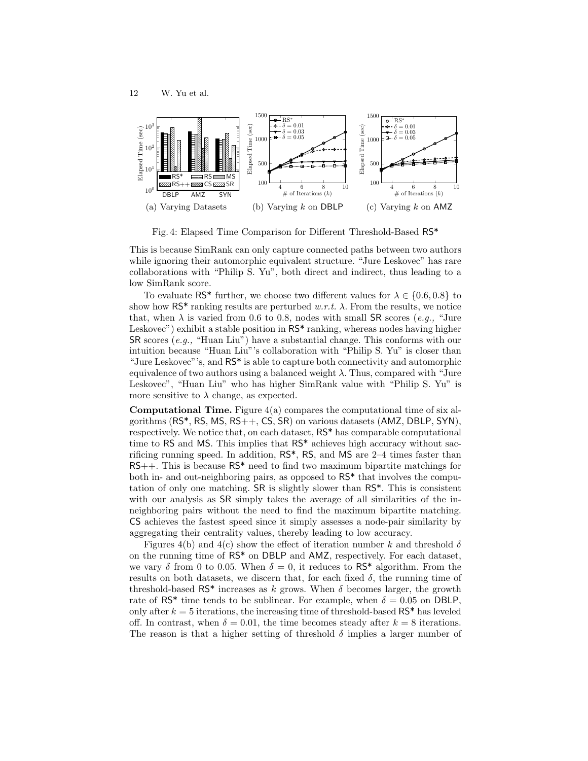Fig. 4: Elapsed Time Comparison for Different Threshold-Based RS*

(a) Varying Datasets (b) Varying $k$ on DBLP (c) Varying $k$ on AMZ

This is because SimRank can only capture connected paths between two authors while ignoring their automorphic equivalent structure. "Jure Leskovec" has rare collaborations with "Philip S. Yu", both direct and indirect, thus leading to a low SimRank score.

To evaluate RS* further, we choose two different values for $\lambda \in \{0.6, 0.8\}$ to show how RS* ranking results are perturbed *w.r.t.* $\lambda$. From the results, we notice that, when $\lambda$ is varied from 0.6 to 0.8, nodes with small SR scores (*e.g.,* "Jure Leskovec") exhibit a stable position in RS* ranking, whereas nodes having higher SR scores (*e.g.,* "Huan Liu") have a substantial change. This conforms with our intuition because "Huan Liu"'s collaboration with "Philip S. Yu" is closer than "Jure Leskovec"'s, and RS* is able to capture both connectivity and automorphic equivalence of two authors using a balanced weight $\lambda$. Thus, compared with "Jure Leskovec", "Huan Liu" who has higher SimRank value with "Philip S. Yu" is more sensitive to $\lambda$ change, as expected.

**Computational Time.** Figure 4(a) compares the computational time of six algorithms (RS*, RS, MS, RS++, CS, SR) on various datasets (AMZ, DBLP, SYN), respectively. We notice that, on each dataset, RS* has comparable computational time to RS and MS. This implies that RS* achieves high accuracy without sacrificing running speed. In addition, RS*, RS, and MS are 2–4 times faster than RS++. This is because RS* need to find two maximum bipartite matchings for both in- and out-neighboring pairs, as opposed to RS* that involves the computation of only one matching. SR is slightly slower than RS*. This is consistent with our analysis as SR simply takes the average of all similarities of the in-neighboring pairs without the need to find the maximum bipartite matching. CS achieves the fastest speed since it simply assesses a node-pair similarity by aggregating their centrality values, thereby leading to low accuracy.

Figures 4(b) and 4(c) show the effect of iteration number $k$ and threshold $\delta$ on the running time of RS* on DBLP and AMZ, respectively. For each dataset, we vary $\delta$ from 0 to 0.05. When $\delta = 0$, it reduces to RS* algorithm. From the results on both datasets, we discern that, for each fixed $\delta$, the running time of threshold-based RS* increases as $k$ grows. When $\delta$ becomes larger, the growth rate of RS* time tends to be sublinear. For example, when $\delta = 0.05$ on DBLP, only after $k = 5$ iterations, the increasing time of threshold-based RS* has leveled off. In contrast, when $\delta = 0.01$, the time becomes steady after $k = 8$ iterations. The reason is that a higher setting of threshold $\delta$ implies a larger number of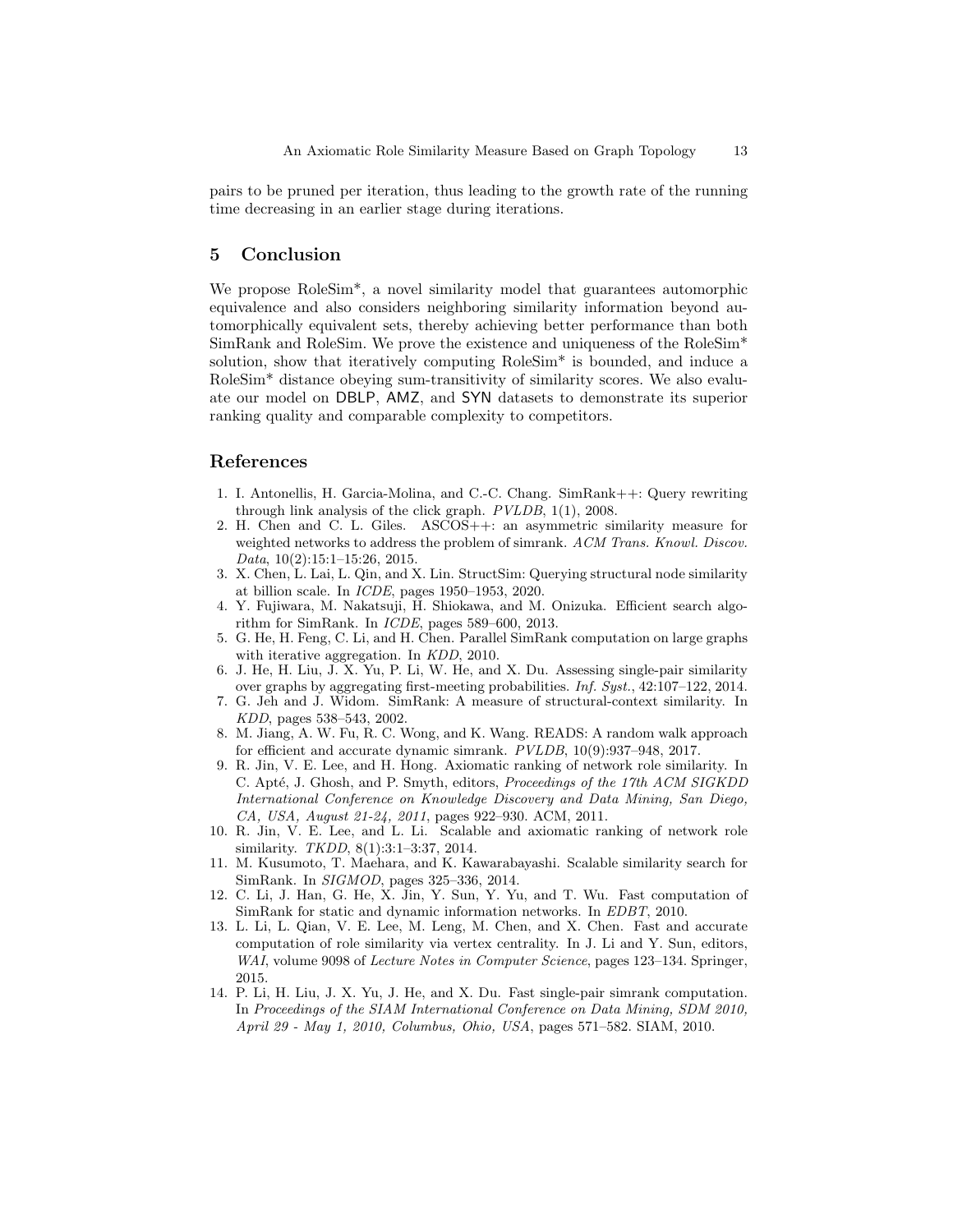pairs to be pruned per iteration, thus leading to the growth rate of the running time decreasing in an earlier stage during iterations.

## 5 Conclusion

We propose RoleSim*, a novel similarity model that guarantees automorphic equivalence and also considers neighboring similarity information beyond automorphically equivalent sets, thereby achieving better performance than both SimRank and RoleSim. We prove the existence and uniqueness of the RoleSim* solution, show that iteratively computing RoleSim* is bounded, and induce a RoleSim* distance obeying sum-transitivity of similarity scores. We also evaluate our model on DBLP, AMZ, and SYN datasets to demonstrate its superior ranking quality and comparable complexity to competitors.

## References

1. I. Antonellis, H. Garcia-Molina, and C.-C. Chang. SimRank++: Query rewriting through link analysis of the click graph. *PVLDB*, 1(1), 2008.
2. H. Chen and C. L. Giles. ASCOS++: an asymmetric similarity measure for weighted networks to address the problem of simrank. *ACM Trans. Knowl. Discov. Data*, 10(2):15:1–15:26, 2015.
3. X. Chen, L. Lai, L. Qin, and X. Lin. StructSim: Querying structural node similarity at billion scale. In *ICDE*, pages 1950–1953, 2020.
4. Y. Fujiwara, M. Nakatsuji, H. Shiokawa, and M. Onizuka. Efficient search algorithm for SimRank. In *ICDE*, pages 589–600, 2013.
5. G. He, H. Feng, C. Li, and H. Chen. Parallel SimRank computation on large graphs with iterative aggregation. In *KDD*, 2010.
6. J. He, H. Liu, J. X. Yu, P. Li, W. He, and X. Du. Assessing single-pair similarity over graphs by aggregating first-meeting probabilities. *Inf. Syst.*, 42:107–122, 2014.
7. G. Jeh and J. Widom. SimRank: A measure of structural-context similarity. In *KDD*, pages 538–543, 2002.
8. M. Jiang, A. W. Fu, R. C. Wong, and K. Wang. READS: A random walk approach for efficient and accurate dynamic simrank. *PVLDB*, 10(9):937–948, 2017.
9. R. Jin, V. E. Lee, and H. Hong. Axiomatic ranking of network role similarity. In C. Apté, J. Ghosh, and P. Smyth, editors, *Proceedings of the 17th ACM SIGKDD International Conference on Knowledge Discovery and Data Mining, San Diego, CA, USA, August 21-24, 2011*, pages 922–930. ACM, 2011.
10. R. Jin, V. E. Lee, and L. Li. Scalable and axiomatic ranking of network role similarity. *TKDD*, 8(1):3:1–3:37, 2014.
11. M. Kusumoto, T. Maehara, and K. Kawarabayashi. Scalable similarity search for SimRank. In *SIGMOD*, pages 325–336, 2014.
12. C. Li, J. Han, G. He, X. Jin, Y. Sun, Y. Yu, and T. Wu. Fast computation of SimRank for static and dynamic information networks. In *EDBT*, 2010.
13. L. Li, L. Qian, V. E. Lee, M. Leng, M. Chen, and X. Chen. Fast and accurate computation of role similarity via vertex centrality. In J. Li and Y. Sun, editors, *WAI*, volume 9098 of *Lecture Notes in Computer Science*, pages 123–134. Springer, 2015.
14. P. Li, H. Liu, J. X. Yu, J. He, and X. Du. Fast single-pair simrank computation. In *Proceedings of the SIAM International Conference on Data Mining, SDM 2010, April 29 - May 1, 2010, Columbus, Ohio, USA*, pages 571–582. SIAM, 2010.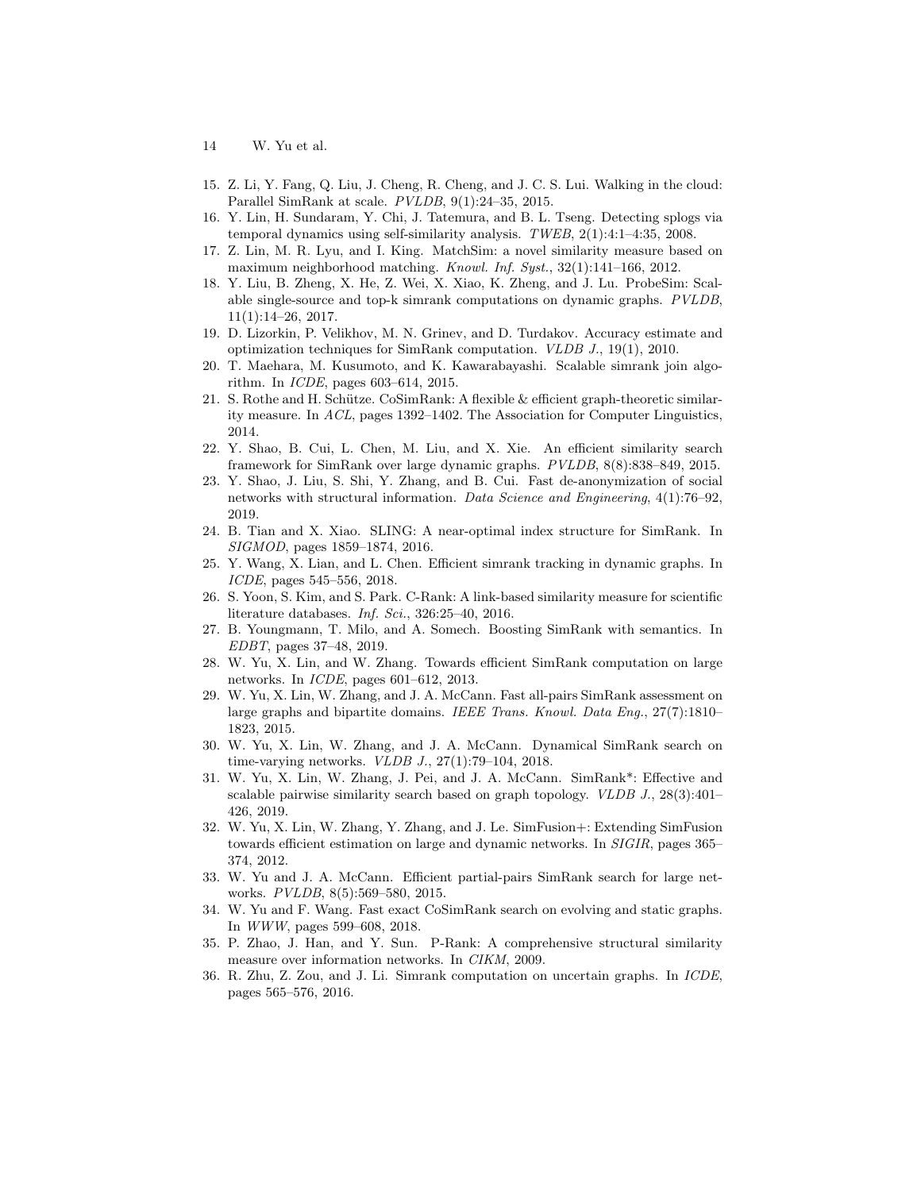15. Z. Li, Y. Fang, Q. Liu, J. Cheng, R. Cheng, and J. C. S. Lui. Walking in the cloud: Parallel SimRank at scale. *PVLDB*, 9(1):24–35, 2015.
16. Y. Lin, H. Sundaram, Y. Chi, J. Tatemura, and B. L. Tseng. Detecting splogs via temporal dynamics using self-similarity analysis. *TWEB*, 2(1):4:1–4:35, 2008.
17. Z. Lin, M. R. Lyu, and I. King. MatchSim: a novel similarity measure based on maximum neighborhood matching. *Knowl. Inf. Syst.*, 32(1):141–166, 2012.
18. Y. Liu, B. Zheng, X. He, Z. Wei, X. Xiao, K. Zheng, and J. Lu. ProbeSim: Scalable single-source and top-k simrank computations on dynamic graphs. *PVLDB*, 11(1):14–26, 2017.
19. D. Lizorkin, P. Velikhov, M. N. Grinev, and D. Turdakov. Accuracy estimate and optimization techniques for SimRank computation. *VLDB J.*, 19(1), 2010.
20. T. Maehara, M. Kusumoto, and K. Kawarabayashi. Scalable simrank join algorithm. In *ICDE*, pages 603–614, 2015.
21. S. Rothe and H. Schütze. CoSimRank: A flexible & efficient graph-theoretic similarity measure. In *ACL*, pages 1392–1402. The Association for Computer Linguistics, 2014.
22. Y. Shao, B. Cui, L. Chen, M. Liu, and X. Xie. An efficient similarity search framework for SimRank over large dynamic graphs. *PVLDB*, 8(8):838–849, 2015.
23. Y. Shao, J. Liu, S. Shi, Y. Zhang, and B. Cui. Fast de-anonymization of social networks with structural information. *Data Science and Engineering*, 4(1):76–92, 2019.
24. B. Tian and X. Xiao. SLING: A near-optimal index structure for SimRank. In *SIGMOD*, pages 1859–1874, 2016.
25. Y. Wang, X. Lian, and L. Chen. Efficient simrank tracking in dynamic graphs. In *ICDE*, pages 545–556, 2018.
26. S. Yoon, S. Kim, and S. Park. C-Rank: A link-based similarity measure for scientific literature databases. *Inf. Sci.*, 326:25–40, 2016.
27. B. Youngmann, T. Milo, and A. Somech. Boosting SimRank with semantics. In *EDBT*, pages 37–48, 2019.
28. W. Yu, X. Lin, and W. Zhang. Towards efficient SimRank computation on large networks. In *ICDE*, pages 601–612, 2013.
29. W. Yu, X. Lin, W. Zhang, and J. A. McCann. Fast all-pairs SimRank assessment on large graphs and bipartite domains. *IEEE Trans. Knowl. Data Eng.*, 27(7):1810–1823, 2015.
30. W. Yu, X. Lin, W. Zhang, and J. A. McCann. Dynamical SimRank search on time-varying networks. *VLDB J.*, 27(1):79–104, 2018.
31. W. Yu, X. Lin, W. Zhang, J. Pei, and J. A. McCann. SimRank*: Effective and scalable pairwise similarity search based on graph topology. *VLDB J.*, 28(3):401–426, 2019.
32. W. Yu, X. Lin, W. Zhang, Y. Zhang, and J. Le. SimFusion+: Extending SimFusion towards efficient estimation on large and dynamic networks. In *SIGIR*, pages 365–374, 2012.
33. W. Yu and J. A. McCann. Efficient partial-pairs SimRank search for large networks. *PVLDB*, 8(5):569–580, 2015.
34. W. Yu and F. Wang. Fast exact CoSimRank search on evolving and static graphs. In *WWW*, pages 599–608, 2018.
35. P. Zhao, J. Han, and Y. Sun. P-Rank: A comprehensive structural similarity measure over information networks. In *CIKM*, 2009.
36. R. Zhu, Z. Zou, and J. Li. Simrank computation on uncertain graphs. In *ICDE*, pages 565–576, 2016.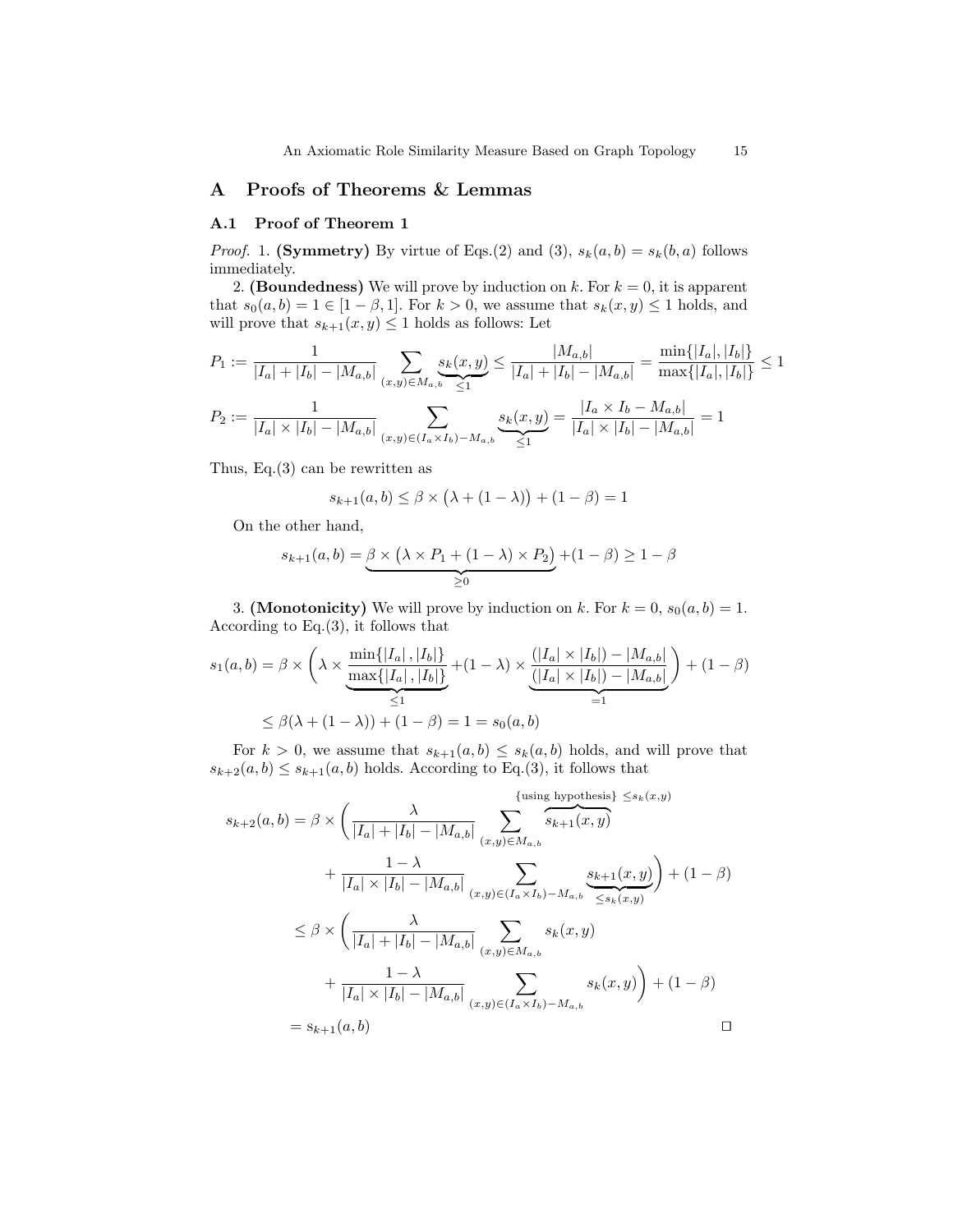# A Proofs of Theorems & Lemmas

## A.1 Proof of Theorem 1

*Proof.* 1. **(Symmetry)** By virtue of Eqs.(2) and (3), $s_k(a,b) = s_k(b,a)$ follows immediately.

2. **(Boundedness)** We will prove by induction on $k$. For $k=0$, it is apparent that $s_0(a,b) = 1 \in [1-\beta, 1]$. For $k > 0$, we assume that $s_k(x,y) \le 1$ holds, and will prove that $s_{k+1}(x,y) \le 1$ holds as follows: Let

$$P_1 := \frac{1}{|I_a| + |I_b| - |M_{a,b}|} \sum_{(x,y)\in M_{a,b}} \underbrace{s_k(x,y)}_{\le 1} \le \frac{|M_{a,b}|}{|I_a| + |I_b| - |M_{a,b}|} = \frac{\min\{|I_a|, |I_b|\}}{\max\{|I_a|, |I_b|\}} \le 1$$

$$P_2 := \frac{1}{|I_a| \times |I_b| - |M_{a,b}|} \sum_{(x,y)\in (I_a \times I_b) - M_{a,b}} \underbrace{s_k(x,y)}_{\le 1} = \frac{|I_a \times I_b - M_{a,b}|}{|I_a| \times |I_b| - |M_{a,b}|} = 1$$

Thus, Eq.(3) can be rewritten as

$$s_{k+1}(a,b) \le \beta \times \big(\lambda + (1-\lambda)\big) + (1-\beta) = 1$$

On the other hand,

$$s_{k+1}(a,b) = \underbrace{\beta \times \big(\lambda \times P_1 + (1-\lambda) \times P_2\big)}_{\ge 0} + (1-\beta) \ge 1 - \beta$$

3. **(Monotonicity)** We will prove by induction on $k$. For $k=0$, $s_0(a,b) = 1$. According to Eq.(3), it follows that

$$\begin{aligned}
s_1(a,b) &= \beta \times \left( \lambda \times \underbrace{\frac{\min\{|I_a|, |I_b|\}}{\max\{|I_a|, |I_b|\}}}_{\le 1} + (1-\lambda) \times \underbrace{\frac{(|I_a| \times |I_b|) - |M_{a,b}|}{(|I_a| \times |I_b|) - |M_{a,b}|}}_{=1} \right) + (1-\beta) \\
&\le \beta(\lambda + (1-\lambda)) + (1-\beta) = 1 = s_0(a,b)
\end{aligned}$$

For $k > 0$, we assume that $s_{k+1}(a,b) \le s_k(a,b)$ holds, and will prove that $s_{k+2}(a,b) \le s_{k+1}(a,b)$ holds. According to Eq.(3), it follows that

$$\begin{aligned}
s_{k+2}(a,b) &= \beta \times \Bigg( \frac{\lambda}{|I_a| + |I_b| - |M_{a,b}|} \sum_{(x,y)\in M_{a,b}} \overbrace{s_{k+1}(x,y)}^{\{\text{using hypothesis}\}\ \le s_k(x,y)} \\
&\qquad + \frac{1-\lambda}{|I_a| \times |I_b| - |M_{a,b}|} \sum_{(x,y)\in (I_a \times I_b) - M_{a,b}} \underbrace{s_{k+1}(x,y)}_{\le s_k(x,y)} \Bigg) + (1-\beta) \\
&\le \beta \times \Bigg( \frac{\lambda}{|I_a| + |I_b| - |M_{a,b}|} \sum_{(x,y)\in M_{a,b}} s_k(x,y) \\
&\qquad + \frac{1-\lambda}{|I_a| \times |I_b| - |M_{a,b}|} \sum_{(x,y)\in (I_a \times I_b) - M_{a,b}} s_k(x,y) \Bigg) + (1-\beta) \\
&= s_{k+1}(a,b)
\end{aligned}$$

$\square$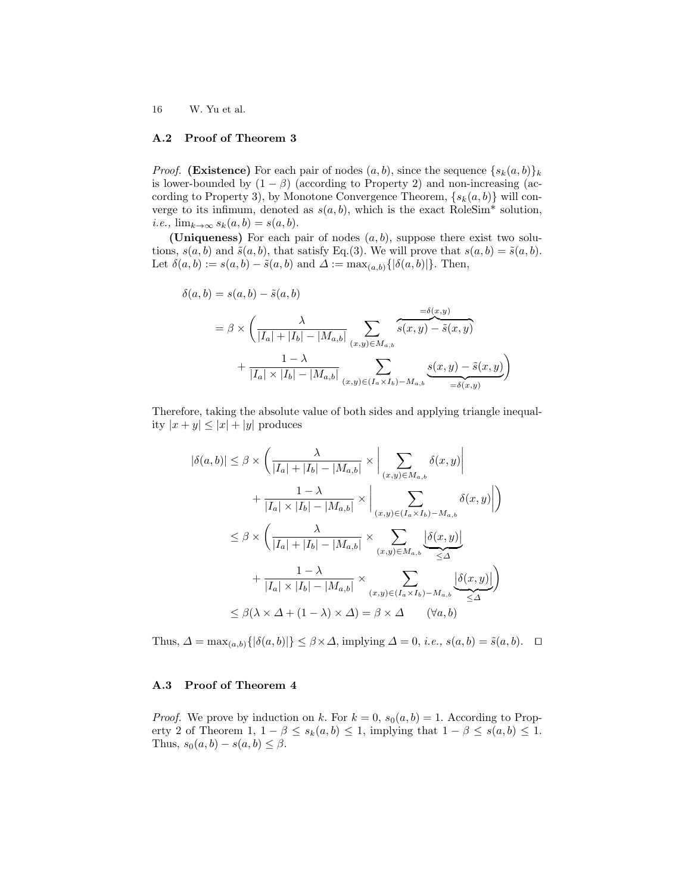### A.2 Proof of Theorem 3

*Proof.* **(Existence)** For each pair of nodes $(a, b)$, since the sequence $\{s_k(a, b)\}_k$ is lower-bounded by $(1 - \beta)$ (according to Property 2) and non-increasing (according to Property 3), by Monotone Convergence Theorem, $\{s_k(a, b)\}$ will converge to its infimum, denoted as $s(a, b)$, which is the exact RoleSim* solution, *i.e.,* $\lim_{k\to\infty} s_k(a, b) = s(a, b)$.

**(Uniqueness)** For each pair of nodes $(a, b)$, suppose there exist two solutions, $s(a, b)$ and $\tilde{s}(a, b)$, that satisfy Eq.(3). We will prove that $s(a, b) = \tilde{s}(a, b)$. Let $\delta(a, b) := s(a, b) - \tilde{s}(a, b)$ and $\varDelta := \max_{(a,b)}\{|\delta(a, b)|\}$. Then,

$$
\begin{aligned}
\delta(a, b) &= s(a, b) - \tilde{s}(a, b) \\
&= \beta \times \Bigg( \frac{\lambda}{|I_a| + |I_b| - |M_{a,b}|} \sum_{(x,y)\in M_{a,b}} \overbrace{s(x, y) - \tilde{s}(x, y)}^{=\delta(x,y)} \\
&\quad + \frac{1-\lambda}{|I_a| \times |I_b| - |M_{a,b}|} \sum_{(x,y)\in(I_a\times I_b)-M_{a,b}} \underbrace{s(x, y) - \tilde{s}(x, y)}_{=\delta(x,y)} \Bigg)
\end{aligned}
$$

Therefore, taking the absolute value of both sides and applying triangle inequality $|x + y| \le |x| + |y|$ produces

$$
\begin{aligned}
|\delta(a, b)| &\le \beta \times \Bigg( \frac{\lambda}{|I_a| + |I_b| - |M_{a,b}|} \times \Bigg| \sum_{(x,y)\in M_{a,b}} \delta(x, y) \Bigg| \\
&\quad + \frac{1-\lambda}{|I_a| \times |I_b| - |M_{a,b}|} \times \Bigg| \sum_{(x,y)\in(I_a\times I_b)-M_{a,b}} \delta(x, y) \Bigg| \Bigg) \\
&\le \beta \times \Bigg( \frac{\lambda}{|I_a| + |I_b| - |M_{a,b}|} \times \sum_{(x,y)\in M_{a,b}} \underbrace{|\delta(x, y)|}_{\le \varDelta} \\
&\quad + \frac{1-\lambda}{|I_a| \times |I_b| - |M_{a,b}|} \times \sum_{(x,y)\in(I_a\times I_b)-M_{a,b}} \underbrace{|\delta(x, y)|}_{\le \varDelta} \Bigg) \\
&\le \beta(\lambda \times \varDelta + (1 - \lambda) \times \varDelta) = \beta \times \varDelta \qquad (\forall a, b)
\end{aligned}
$$

Thus, $\varDelta = \max_{(a,b)}\{|\delta(a, b)|\} \le \beta \times \varDelta$, implying $\varDelta = 0$, *i.e.,* $s(a, b) = \tilde{s}(a, b)$. □

### A.3 Proof of Theorem 4

*Proof.* We prove by induction on $k$. For $k = 0$, $s_0(a, b) = 1$. According to Property 2 of Theorem 1, $1 - \beta \le s_k(a, b) \le 1$, implying that $1 - \beta \le s(a, b) \le 1$. Thus, $s_0(a, b) - s(a, b) \le \beta$.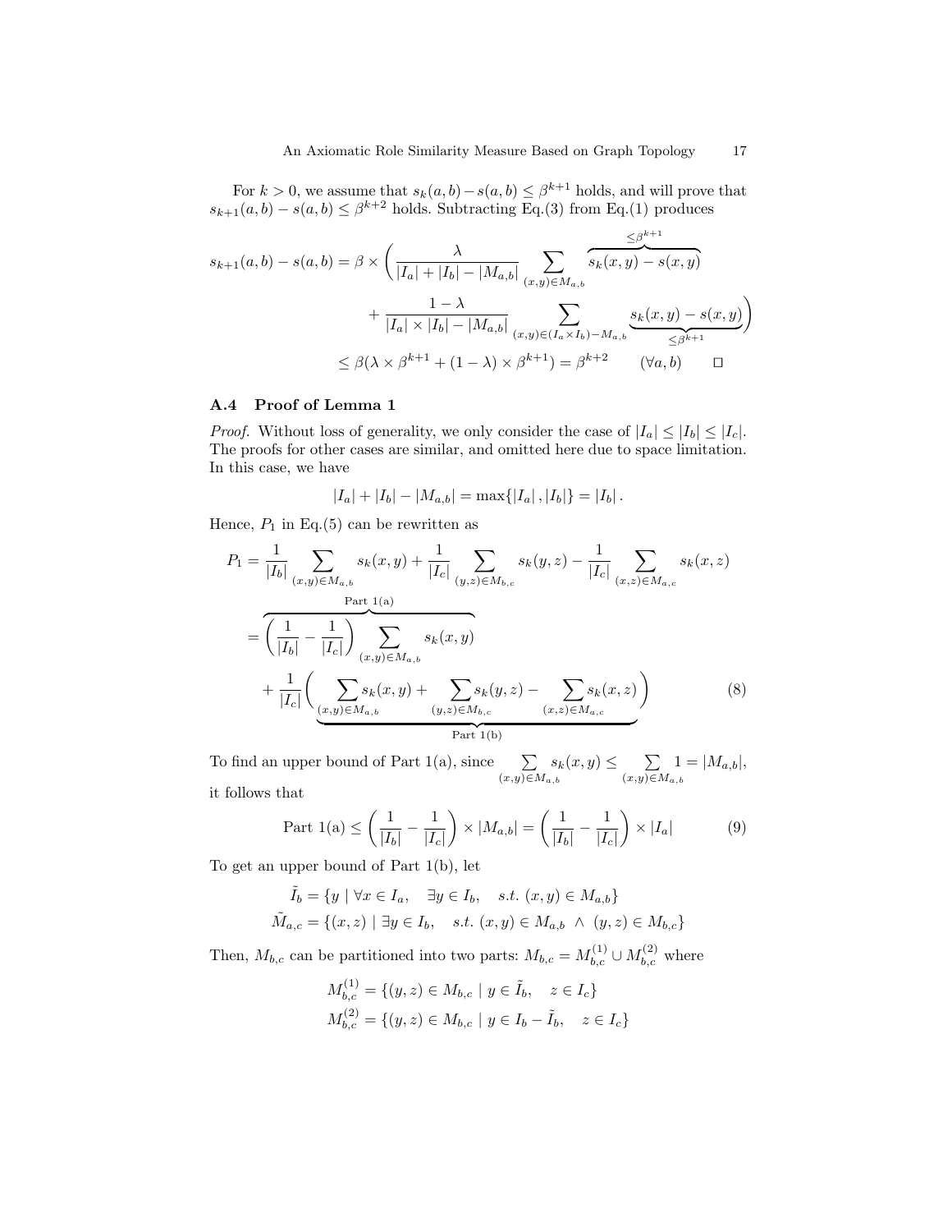For $k > 0$, we assume that $s_k(a,b) - s(a,b) \leq \beta^{k+1}$ holds, and will prove that $s_{k+1}(a,b) - s(a,b) \leq \beta^{k+2}$ holds. Subtracting Eq.(3) from Eq.(1) produces

$$
\begin{aligned}
s_{k+1}(a,b) - s(a,b) = \beta \times \Bigg( & \frac{\lambda}{|I_a| + |I_b| - |M_{a,b}|} \sum_{(x,y)\in M_{a,b}} \overbrace{s_k(x,y) - s(x,y)}^{\leq \beta^{k+1}} \\
& + \frac{1-\lambda}{|I_a| \times |I_b| - |M_{a,b}|} \sum_{(x,y)\in (I_a \times I_b) - M_{a,b}} \underbrace{s_k(x,y) - s(x,y)}_{\leq \beta^{k+1}} \Bigg) \\
\leq \beta(\lambda \times \beta^{k+1} & + (1-\lambda) \times \beta^{k+1}) = \beta^{k+2} \qquad (\forall a, b) \qquad \square
\end{aligned}
$$

### A.4 Proof of Lemma 1

*Proof.* Without loss of generality, we only consider the case of $|I_a| \leq |I_b| \leq |I_c|$. The proofs for other cases are similar, and omitted here due to space limitation. In this case, we have

$$
|I_a| + |I_b| - |M_{a,b}| = \max\{|I_a|, |I_b|\} = |I_b|.
$$

Hence, $P_1$ in Eq.(5) can be rewritten as

$$
\begin{aligned}
P_1 &= \frac{1}{|I_b|} \sum_{(x,y)\in M_{a,b}} s_k(x,y) + \frac{1}{|I_c|} \sum_{(y,z)\in M_{b,c}} s_k(y,z) - \frac{1}{|I_c|} \sum_{(x,z)\in M_{a,c}} s_k(x,z) \\
&= \overbrace{\left(\frac{1}{|I_b|} - \frac{1}{|I_c|}\right) \sum_{(x,y)\in M_{a,b}} s_k(x,y)}^{\text{Part 1(a)}} \\
&\quad + \frac{1}{|I_c|} \underbrace{\Bigg( \sum_{(x,y)\in M_{a,b}} s_k(x,y) + \sum_{(y,z)\in M_{b,c}} s_k(y,z) - \sum_{(x,z)\in M_{a,c}} s_k(x,z) \Bigg)}_{\text{Part 1(b)}}
\end{aligned}
\tag{8}
$$

To find an upper bound of Part 1(a), since $\sum_{(x,y)\in M_{a,b}} s_k(x,y) \leq \sum_{(x,y)\in M_{a,b}} 1 = |M_{a,b}|$, it follows that

$$
\text{Part 1(a)} \leq \left(\frac{1}{|I_b|} - \frac{1}{|I_c|}\right) \times |M_{a,b}| = \left(\frac{1}{|I_b|} - \frac{1}{|I_c|}\right) \times |I_a| \tag{9}
$$

To get an upper bound of Part 1(b), let

$$
\begin{aligned}
\tilde{I}_b &= \{y \mid \forall x \in I_a, \quad \exists y \in I_b, \quad s.t. \ (x,y) \in M_{a,b}\} \\
\tilde{M}_{a,c} &= \{(x,z) \mid \exists y \in I_b, \quad s.t. \ (x,y) \in M_{a,b} \ \wedge \ (y,z) \in M_{b,c}\}
\end{aligned}
$$

Then, $M_{b,c}$ can be partitioned into two parts: $M_{b,c} = M_{b,c}^{(1)} \cup M_{b,c}^{(2)}$ where

$$
\begin{aligned}
M_{b,c}^{(1)} &= \{(y,z) \in M_{b,c} \mid y \in \tilde{I}_b, \quad z \in I_c\} \\
M_{b,c}^{(2)} &= \{(y,z) \in M_{b,c} \mid y \in I_b - \tilde{I}_b, \quad z \in I_c\}
\end{aligned}
$$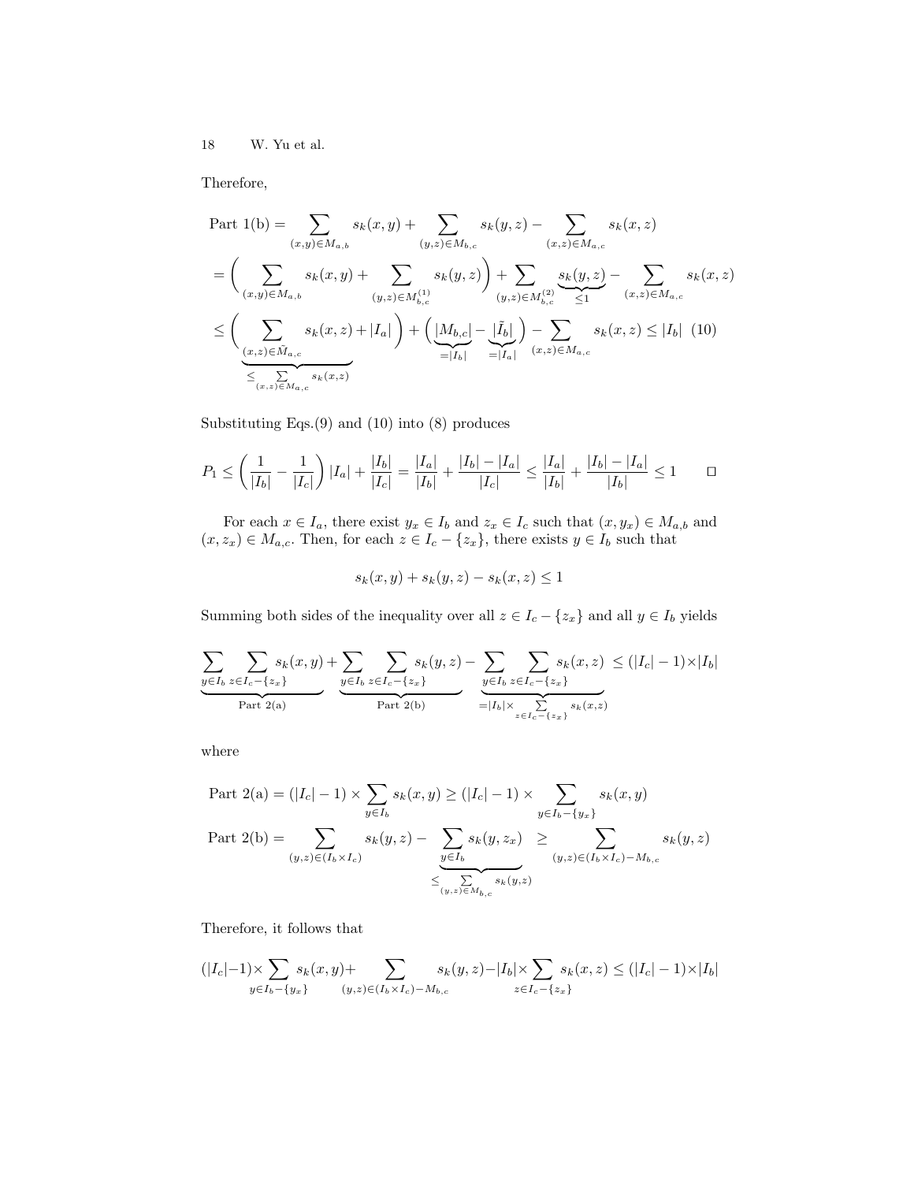Therefore,

$$
\begin{aligned}
\text{Part 1(b)} &= \sum_{(x,y)\in M_{a,b}} s_k(x,y) + \sum_{(y,z)\in M_{b,c}} s_k(y,z) - \sum_{(x,z)\in M_{a,c}} s_k(x,z) \\
&= \left( \sum_{(x,y)\in M_{a,b}} s_k(x,y) + \sum_{(y,z)\in M_{b,c}^{(1)}} s_k(y,z) \right) + \sum_{(y,z)\in M_{b,c}^{(2)}} \underbrace{s_k(y,z)}_{\leq 1} - \sum_{(x,z)\in M_{a,c}} s_k(x,z) \\
&\leq \underbrace{\left( \sum_{(x,z)\in \tilde{M}_{a,c}} s_k(x,z) + |I_a| \right)}_{\leq \sum_{(x,z)\in M_{a,c}} s_k(x,z)} + \left( \underbrace{|M_{b,c}|}_{=|I_b|} - \underbrace{|\tilde{I}_b|}_{=|I_a|} \right) - \sum_{(x,z)\in M_{a,c}} s_k(x,z) \leq |I_b| \quad (10)
\end{aligned}
$$

Substituting Eqs.(9) and (10) into (8) produces

$$
P_1 \leq \left( \frac{1}{|I_b|} - \frac{1}{|I_c|} \right) |I_a| + \frac{|I_b|}{|I_c|} = \frac{|I_a|}{|I_b|} + \frac{|I_b| - |I_a|}{|I_c|} \leq \frac{|I_a|}{|I_b|} + \frac{|I_b| - |I_a|}{|I_b|} \leq 1 \qquad \square
$$

For each $x \in I_a$, there exist $y_x \in I_b$ and $z_x \in I_c$ such that $(x, y_x) \in M_{a,b}$ and $(x, z_x) \in M_{a,c}$. Then, for each $z \in I_c - \{z_x\}$, there exists $y \in I_b$ such that

$$
s_k(x,y) + s_k(y,z) - s_k(x,z) \leq 1
$$

Summing both sides of the inequality over all $z \in I_c - \{z_x\}$ and all $y \in I_b$ yields

$$
\underbrace{\sum_{y\in I_b} \sum_{z\in I_c - \{z_x\}} s_k(x,y)}_{\text{Part 2(a)}} + \underbrace{\sum_{y\in I_b} \sum_{z\in I_c - \{z_x\}} s_k(y,z)}_{\text{Part 2(b)}} - \underbrace{\sum_{y\in I_b} \sum_{z\in I_c - \{z_x\}} s_k(x,z)}_{=|I_b| \times \sum_{z\in I_c - \{z_x\}} s_k(x,z)} \leq (|I_c| - 1) \times |I_b|
$$

where

$$
\begin{aligned}
\text{Part 2(a)} &= (|I_c| - 1) \times \sum_{y\in I_b} s_k(x,y) \geq (|I_c| - 1) \times \sum_{y\in I_b - \{y_x\}} s_k(x,y) \\
\text{Part 2(b)} &= \sum_{(y,z)\in (I_b \times I_c)} s_k(y,z) - \underbrace{\sum_{y\in I_b} s_k(y, z_x)}_{\leq \sum_{(y,z)\in M_{b,c}} s_k(y,z)} \geq \sum_{(y,z)\in (I_b \times I_c) - M_{b,c}} s_k(y,z)
\end{aligned}
$$

Therefore, it follows that

$$
(|I_c| - 1) \times \sum_{y\in I_b - \{y_x\}} s_k(x,y) + \sum_{(y,z)\in (I_b \times I_c) - M_{b,c}} s_k(y,z) - |I_b| \times \sum_{z\in I_c - \{z_x\}} s_k(x,z) \leq (|I_c| - 1) \times |I_b|
$$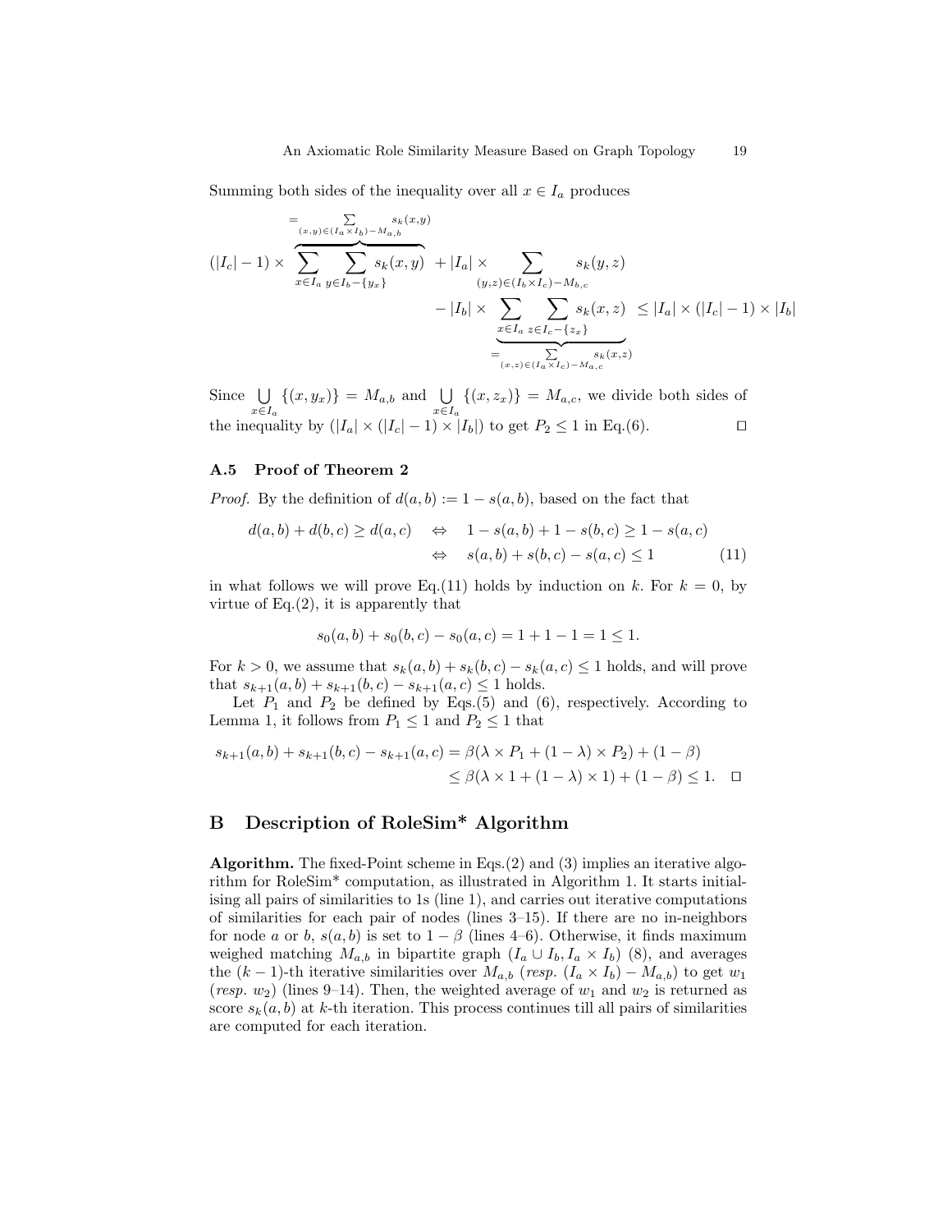Summing both sides of the inequality over all $x \in I_a$ produces

$$
\begin{aligned}
(|I_c| - 1) \times \overbrace{\sum_{x \in I_a} \sum_{y \in I_b - \{y_x\}} s_k(x,y)}^{= \sum_{(x,y) \in (I_a \times I_b) - M_{a,b}} s_k(x,y)} &+ |I_a| \times \sum_{(y,z) \in (I_b \times I_c) - M_{b,c}} s_k(y,z) \\
&- |I_b| \times \underbrace{\sum_{x \in I_a} \sum_{z \in I_c - \{z_x\}} s_k(x,z)}_{= \sum_{(x,z) \in (I_a \times I_c) - M_{a,c}} s_k(x,z)} \le |I_a| \times (|I_c| - 1) \times |I_b|
\end{aligned}
$$

Since $\bigcup_{x \in I_a} \{(x, y_x)\} = M_{a,b}$ and $\bigcup_{x \in I_a} \{(x, z_x)\} = M_{a,c}$, we divide both sides of the inequality by $(|I_a| \times (|I_c| - 1) \times |I_b|)$ to get $P_2 \le 1$ in Eq.(6). $\square$

### A.5 Proof of Theorem 2

*Proof.* By the definition of $d(a,b) := 1 - s(a,b)$, based on the fact that

$$
\begin{aligned}
d(a,b) + d(b,c) \ge d(a,c) \quad &\Leftrightarrow \quad 1 - s(a,b) + 1 - s(b,c) \ge 1 - s(a,c) \\
&\Leftrightarrow \quad s(a,b) + s(b,c) - s(a,c) \le 1 \qquad (11)
\end{aligned}
$$

in what follows we will prove Eq.(11) holds by induction on $k$. For $k = 0$, by virtue of Eq.(2), it is apparently that

$$
s_0(a,b) + s_0(b,c) - s_0(a,c) = 1 + 1 - 1 = 1 \le 1.
$$

For $k > 0$, we assume that $s_k(a,b) + s_k(b,c) - s_k(a,c) \le 1$ holds, and will prove that $s_{k+1}(a,b) + s_{k+1}(b,c) - s_{k+1}(a,c) \le 1$ holds.

Let $P_1$ and $P_2$ be defined by Eqs.(5) and (6), respectively. According to Lemma 1, it follows from $P_1 \le 1$ and $P_2 \le 1$ that

$$
\begin{aligned}
s_{k+1}(a,b) + s_{k+1}(b,c) - s_{k+1}(a,c) &= \beta(\lambda \times P_1 + (1 - \lambda) \times P_2) + (1 - \beta) \\
&\le \beta(\lambda \times 1 + (1 - \lambda) \times 1) + (1 - \beta) \le 1. \quad \square
\end{aligned}
$$

## B Description of RoleSim* Algorithm

**Algorithm.** The fixed-Point scheme in Eqs.(2) and (3) implies an iterative algorithm for RoleSim* computation, as illustrated in Algorithm 1. It starts initialising all pairs of similarities to 1s (line 1), and carries out iterative computations of similarities for each pair of nodes (lines 3–15). If there are no in-neighbors for node $a$ or $b$, $s(a,b)$ is set to $1 - \beta$ (lines 4–6). Otherwise, it finds maximum weighed matching $M_{a,b}$ in bipartite graph $(I_a \cup I_b, I_a \times I_b)$ (8), and averages the $(k-1)$-th iterative similarities over $M_{a,b}$ (*resp.* $(I_a \times I_b) - M_{a,b}$) to get $w_1$ (*resp.* $w_2$) (lines 9–14). Then, the weighted average of $w_1$ and $w_2$ is returned as score $s_k(a,b)$ at $k$-th iteration. This process continues till all pairs of similarities are computed for each iteration.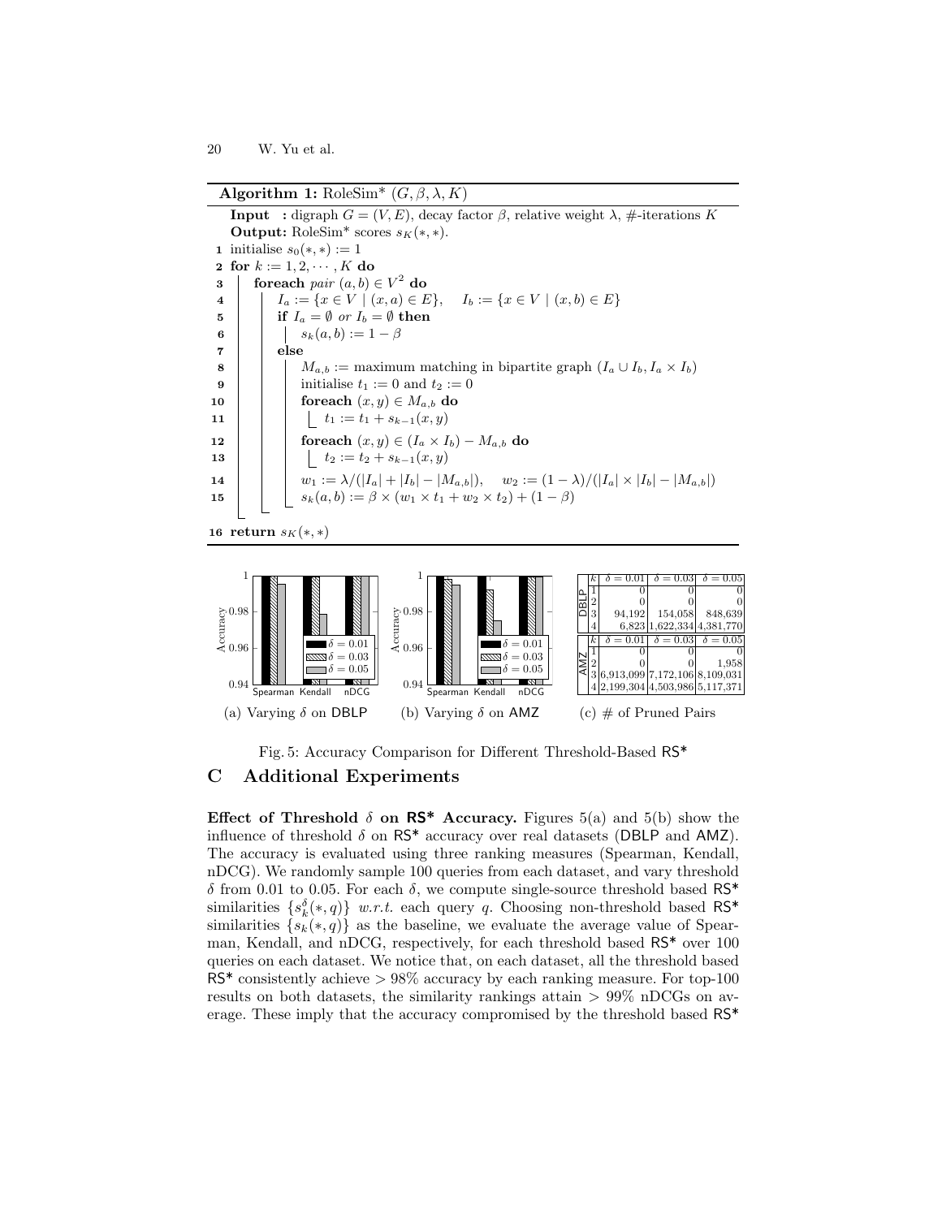**Algorithm 1:** RoleSim* $(G, \beta, \lambda, K)$

```
   Input  : digraph G = (V, E), decay factor β, relative weight λ, #-iterations K
   Output: RoleSim* scores s_K(*, *).
 1 initialise s_0(*, *) := 1
 2 for k := 1, 2, ··· , K do
 3     foreach pair (a, b) ∈ V^2 do
 4         I_a := {x ∈ V | (x, a) ∈ E},    I_b := {x ∈ V | (x, b) ∈ E}
 5         if I_a = ∅ or I_b = ∅ then
 6             s_k(a, b) := 1 − β
 7         else
 8             M_{a,b} := maximum matching in bipartite graph (I_a ∪ I_b, I_a × I_b)
 9             initialise t_1 := 0 and t_2 := 0
10             foreach (x, y) ∈ M_{a,b} do
11                 t_1 := t_1 + s_{k−1}(x, y)
12             foreach (x, y) ∈ (I_a × I_b) − M_{a,b} do
13                 t_2 := t_2 + s_{k−1}(x, y)
14             w_1 := λ/(|I_a| + |I_b| − |M_{a,b}|),    w_2 := (1 − λ)/(|I_a| × |I_b| − |M_{a,b}|)
15             s_k(a, b) := β × (w_1 × t_1 + w_2 × t_2) + (1 − β)
16 return s_K(*, *)
```

(a) Varying $\delta$ on DBLP

(b) Varying $\delta$ on AMZ

| | $k$ | $\delta = 0.01$ | $\delta = 0.03$ | $\delta = 0.05$ |
|---|---|---|---|---|
| DBLP | 1 | 0 | 0 | 0 |
| | 2 | 0 | 0 | 0 |
| | 3 | 94,192 | 154,058 | 848,639 |
| | 4 | 6,823 | 1,622,334 | 4,381,770 |
| AMZ | 1 | 0 | 0 | 0 |
| | 2 | 0 | 0 | 1,958 |
| | 3 | 6,913,099 | 7,172,106 | 8,109,031 |
| | 4 | 2,199,304 | 4,503,986 | 5,117,371 |

(c) # of Pruned Pairs

Fig. 5: Accuracy Comparison for Different Threshold-Based RS*

# C Additional Experiments

**Effect of Threshold $\delta$ on RS* Accuracy.** Figures 5(a) and 5(b) show the influence of threshold $\delta$ on RS* accuracy over real datasets (DBLP and AMZ). The accuracy is evaluated using three ranking measures (Spearman, Kendall, nDCG). We randomly sample 100 queries from each dataset, and vary threshold $\delta$ from 0.01 to 0.05. For each $\delta$, we compute single-source threshold based RS* similarities $\{s_k^{\delta}(*, q)\}$ *w.r.t.* each query $q$. Choosing non-threshold based RS* similarities $\{s_k(*, q)\}$ as the baseline, we evaluate the average value of Spearman, Kendall, and nDCG, respectively, for each threshold based RS* over 100 queries on each dataset. We notice that, on each dataset, all the threshold based RS* consistently achieve $> 98\%$ accuracy by each ranking measure. For top-100 results on both datasets, the similarity rankings attain $> 99\%$ nDCGs on average. These imply that the accuracy compromised by the threshold based RS*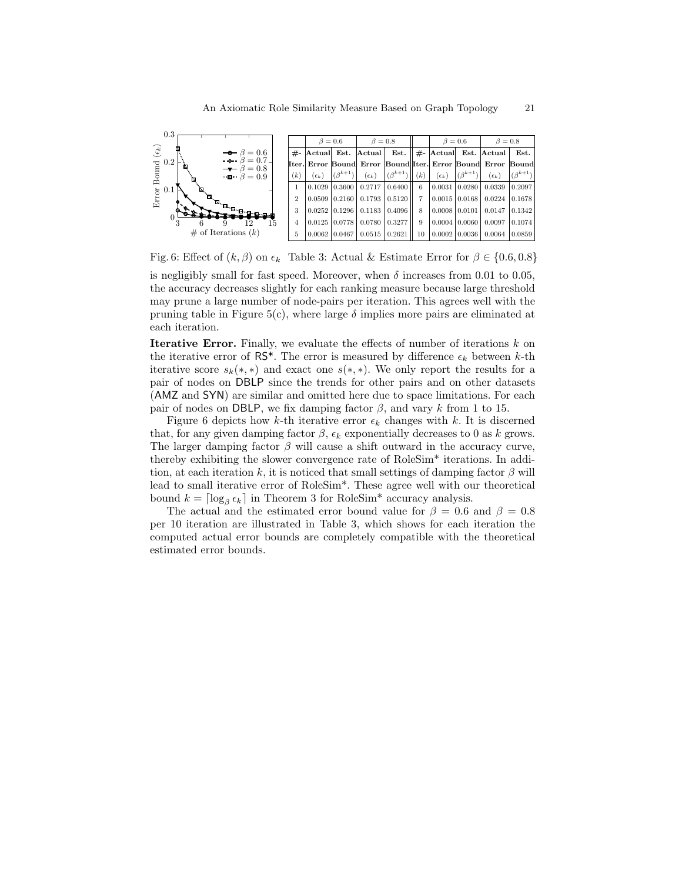0.3

Error Bound ($\epsilon_k$)

0.2

0.1

0

3 6 9 12 15

\# of Iterations ($k$)

$\beta = 0.6$
$\beta = 0.7$
$\beta = 0.8$
$\beta = 0.9$

| | $\beta = 0.6$ | | $\beta = 0.8$ | | | $\beta = 0.6$ | | $\beta = 0.8$ | |
|---|---|---|---|---|---|---|---|---|---|
| **#-Iter.** ($k$) | **Actual Error** ($\epsilon_k$) | **Est. Bound** ($\beta^{k+1}$) | **Actual Error** ($\epsilon_k$) | **Est. Bound** ($\beta^{k+1}$) | **#-Iter.** ($k$) | **Actual Error** ($\epsilon_k$) | **Est. Bound** ($\beta^{k+1}$) | **Actual Error** ($\epsilon_k$) | **Est. Bound** ($\beta^{k+1}$) |
| 1 | 0.1029 | 0.3600 | 0.2717 | 0.6400 | 6 | 0.0031 | 0.0280 | 0.0339 | 0.2097 |
| 2 | 0.0509 | 0.2160 | 0.1793 | 0.5120 | 7 | 0.0015 | 0.0168 | 0.0224 | 0.1678 |
| 3 | 0.0252 | 0.1296 | 0.1183 | 0.4096 | 8 | 0.0008 | 0.0101 | 0.0147 | 0.1342 |
| 4 | 0.0125 | 0.0778 | 0.0780 | 0.3277 | 9 | 0.0004 | 0.0060 | 0.0097 | 0.1074 |
| 5 | 0.0062 | 0.0467 | 0.0515 | 0.2621 | 10 | 0.0002 | 0.0036 | 0.0064 | 0.0859 |

Fig. 6: Effect of $(k, \beta)$ on $\epsilon_k$ Table 3: Actual & Estimate Error for $\beta \in \{0.6, 0.8\}$

is negligibly small for fast speed. Moreover, when $\delta$ increases from 0.01 to 0.05, the accuracy decreases slightly for each ranking measure because large threshold may prune a large number of node-pairs per iteration. This agrees well with the pruning table in Figure 5(c), where large $\delta$ implies more pairs are eliminated at each iteration.

**Iterative Error.** Finally, we evaluate the effects of number of iterations $k$ on the iterative error of RS*. The error is measured by difference $\epsilon_k$ between $k$-th iterative score $s_k(*, *)$ and exact one $s(*, *)$. We only report the results for a pair of nodes on DBLP since the trends for other pairs and on other datasets (AMZ and SYN) are similar and omitted here due to space limitations. For each pair of nodes on DBLP, we fix damping factor $\beta$, and vary $k$ from 1 to 15.

Figure 6 depicts how $k$-th iterative error $\epsilon_k$ changes with $k$. It is discerned that, for any given damping factor $\beta$, $\epsilon_k$ exponentially decreases to 0 as $k$ grows. The larger damping factor $\beta$ will cause a shift outward in the accuracy curve, thereby exhibiting the slower convergence rate of RoleSim* iterations. In addition, at each iteration $k$, it is noticed that small settings of damping factor $\beta$ will lead to small iterative error of RoleSim*. These agree well with our theoretical bound $k = \lceil \log_\beta \epsilon_k \rceil$ in Theorem 3 for RoleSim* accuracy analysis.

The actual and the estimated error bound value for $\beta = 0.6$ and $\beta = 0.8$ per 10 iteration are illustrated in Table 3, which shows for each iteration the computed actual error bounds are completely compatible with the theoretical estimated error bounds.